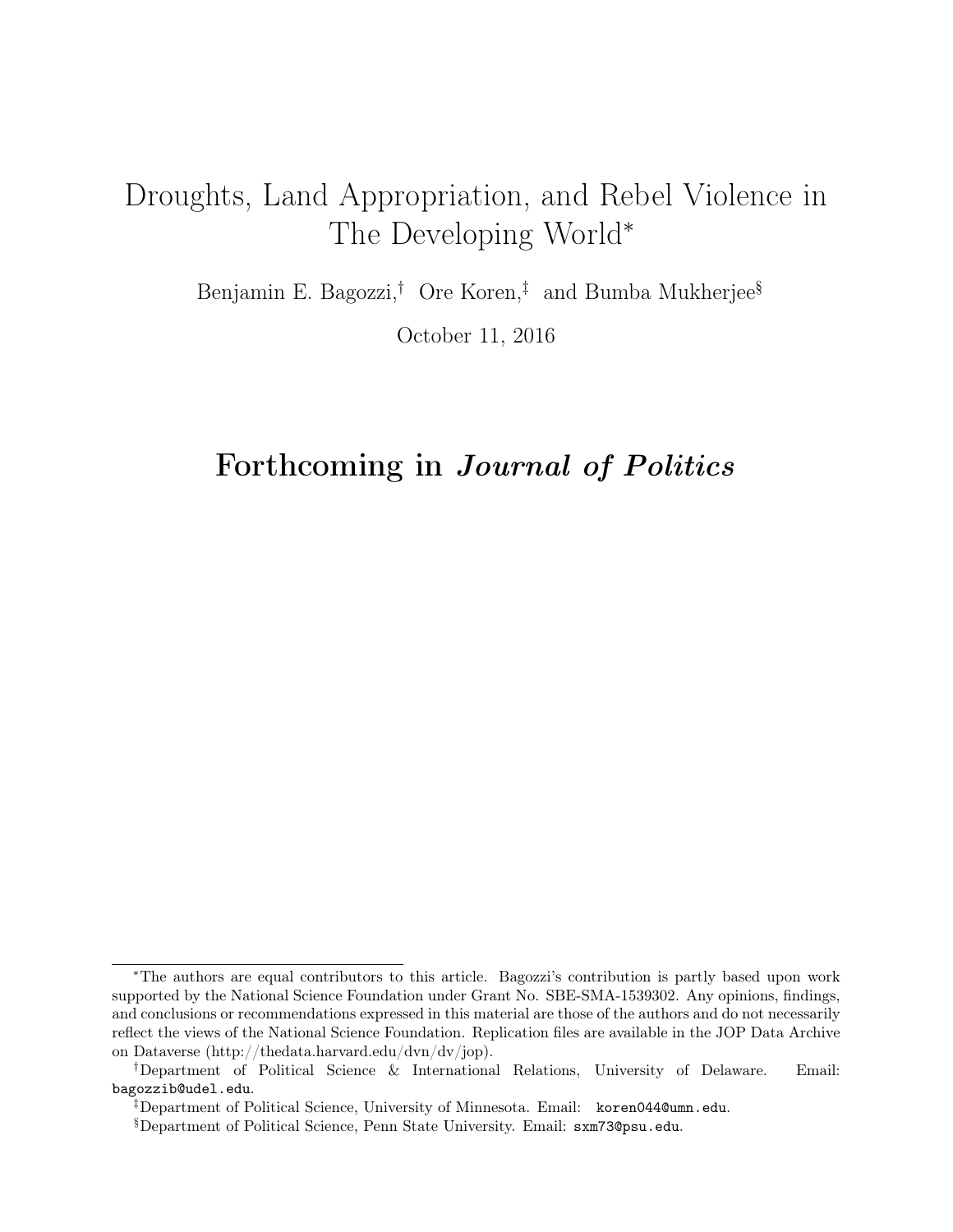# Droughts, Land Appropriation, and Rebel Violence in The Developing World*

Benjamin E. Bagozzi,[†] Ore Koren,[‡] and Bumba Mukherjee[§]

October 11, 2016

## Forthcoming in *Journal of Politics*

---

*The authors are equal contributors to this article. Bagozzi's contribution is partly based upon work supported by the National Science Foundation under Grant No. SBE-SMA-1539302. Any opinions, findings, and conclusions or recommendations expressed in this material are those of the authors and do not necessarily reflect the views of the National Science Foundation. Replication files are available in the JOP Data Archive on Dataverse (http://thedata.harvard.edu/dvn/dv/jop).

[†]Department of Political Science & International Relations, University of Delaware. Email: bagozzib@udel.edu.

[‡]Department of Political Science, University of Minnesota. Email: koren044@umn.edu.

[§]Department of Political Science, Penn State University. Email: sxm73@psu.edu.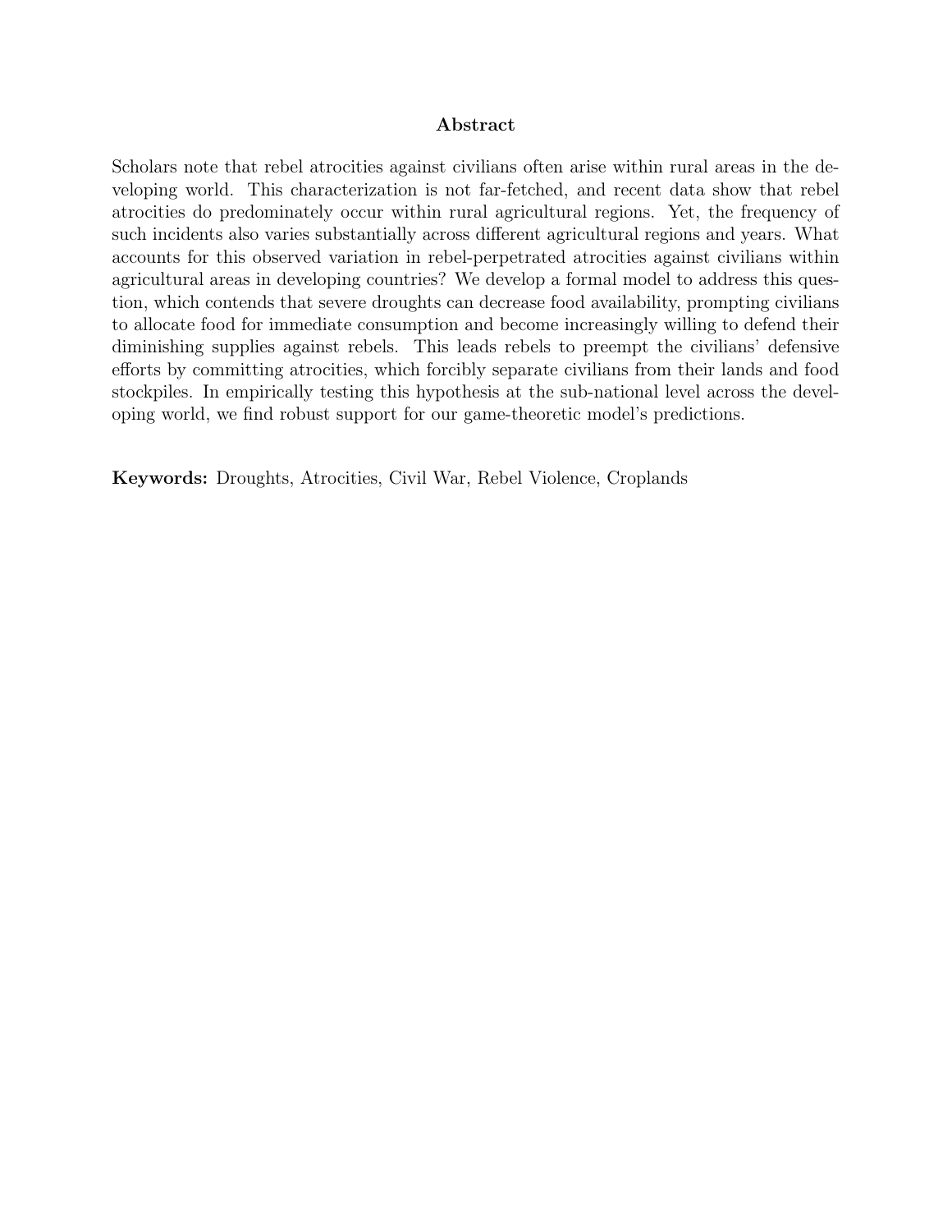## Abstract

Scholars note that rebel atrocities against civilians often arise within rural areas in the developing world. This characterization is not far-fetched, and recent data show that rebel atrocities do predominately occur within rural agricultural regions. Yet, the frequency of such incidents also varies substantially across different agricultural regions and years. What accounts for this observed variation in rebel-perpetrated atrocities against civilians within agricultural areas in developing countries? We develop a formal model to address this question, which contends that severe droughts can decrease food availability, prompting civilians to allocate food for immediate consumption and become increasingly willing to defend their diminishing supplies against rebels. This leads rebels to preempt the civilians' defensive efforts by committing atrocities, which forcibly separate civilians from their lands and food stockpiles. In empirically testing this hypothesis at the sub-national level across the developing world, we find robust support for our game-theoretic model's predictions.

**Keywords:** Droughts, Atrocities, Civil War, Rebel Violence, Croplands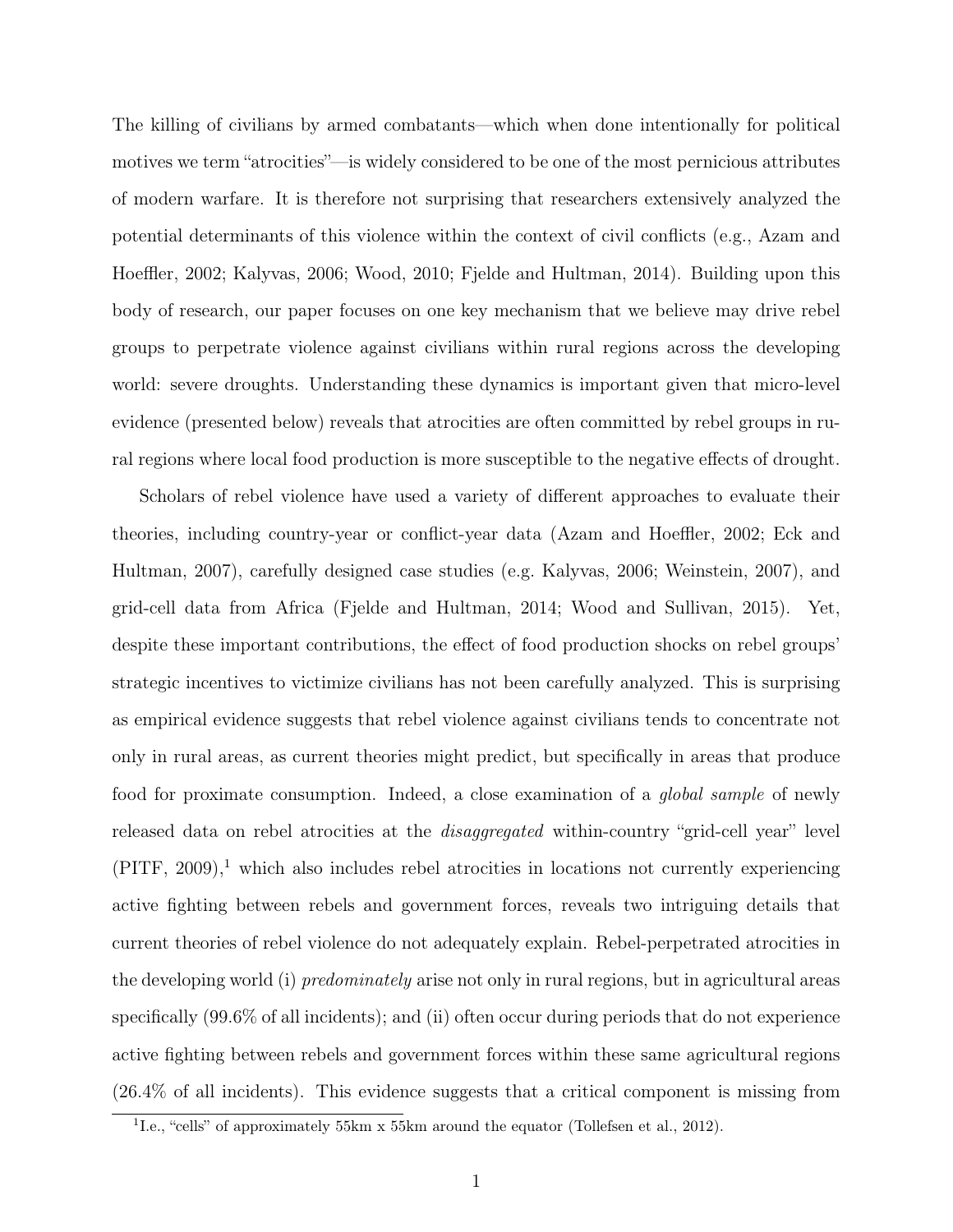The killing of civilians by armed combatants—which when done intentionally for political motives we term "atrocities"—is widely considered to be one of the most pernicious attributes of modern warfare. It is therefore not surprising that researchers extensively analyzed the potential determinants of this violence within the context of civil conflicts (e.g., Azam and Hoeffler, 2002; Kalyvas, 2006; Wood, 2010; Fjelde and Hultman, 2014). Building upon this body of research, our paper focuses on one key mechanism that we believe may drive rebel groups to perpetrate violence against civilians within rural regions across the developing world: severe droughts. Understanding these dynamics is important given that micro-level evidence (presented below) reveals that atrocities are often committed by rebel groups in rural regions where local food production is more susceptible to the negative effects of drought.

Scholars of rebel violence have used a variety of different approaches to evaluate their theories, including country-year or conflict-year data (Azam and Hoeffler, 2002; Eck and Hultman, 2007), carefully designed case studies (e.g. Kalyvas, 2006; Weinstein, 2007), and grid-cell data from Africa (Fjelde and Hultman, 2014; Wood and Sullivan, 2015). Yet, despite these important contributions, the effect of food production shocks on rebel groups' strategic incentives to victimize civilians has not been carefully analyzed. This is surprising as empirical evidence suggests that rebel violence against civilians tends to concentrate not only in rural areas, as current theories might predict, but specifically in areas that produce food for proximate consumption. Indeed, a close examination of a *global sample* of newly released data on rebel atrocities at the *disaggregated* within-country "grid-cell year" level (PITF, 2009),[1] which also includes rebel atrocities in locations not currently experiencing active fighting between rebels and government forces, reveals two intriguing details that current theories of rebel violence do not adequately explain. Rebel-perpetrated atrocities in the developing world (i) *predominately* arise not only in rural regions, but in agricultural areas specifically (99.6% of all incidents); and (ii) often occur during periods that do not experience active fighting between rebels and government forces within these same agricultural regions (26.4% of all incidents). This evidence suggests that a critical component is missing from

[1] I.e., "cells" of approximately 55km x 55km around the equator (Tollefsen et al., 2012).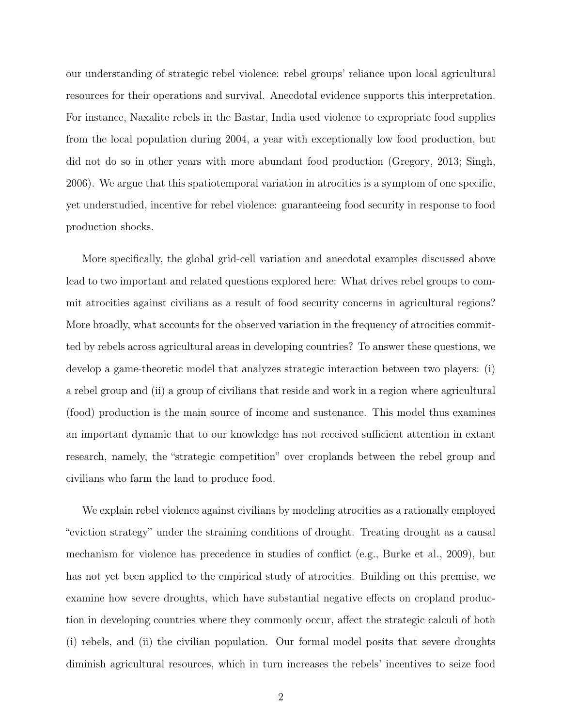our understanding of strategic rebel violence: rebel groups' reliance upon local agricultural resources for their operations and survival. Anecdotal evidence supports this interpretation. For instance, Naxalite rebels in the Bastar, India used violence to expropriate food supplies from the local population during 2004, a year with exceptionally low food production, but did not do so in other years with more abundant food production (Gregory, 2013; Singh, 2006). We argue that this spatiotemporal variation in atrocities is a symptom of one specific, yet understudied, incentive for rebel violence: guaranteeing food security in response to food production shocks.

More specifically, the global grid-cell variation and anecdotal examples discussed above lead to two important and related questions explored here: What drives rebel groups to commit atrocities against civilians as a result of food security concerns in agricultural regions? More broadly, what accounts for the observed variation in the frequency of atrocities committed by rebels across agricultural areas in developing countries? To answer these questions, we develop a game-theoretic model that analyzes strategic interaction between two players: (i) a rebel group and (ii) a group of civilians that reside and work in a region where agricultural (food) production is the main source of income and sustenance. This model thus examines an important dynamic that to our knowledge has not received sufficient attention in extant research, namely, the "strategic competition" over croplands between the rebel group and civilians who farm the land to produce food.

We explain rebel violence against civilians by modeling atrocities as a rationally employed "eviction strategy" under the straining conditions of drought. Treating drought as a causal mechanism for violence has precedence in studies of conflict (e.g., Burke et al., 2009), but has not yet been applied to the empirical study of atrocities. Building on this premise, we examine how severe droughts, which have substantial negative effects on cropland production in developing countries where they commonly occur, affect the strategic calculi of both (i) rebels, and (ii) the civilian population. Our formal model posits that severe droughts diminish agricultural resources, which in turn increases the rebels' incentives to seize food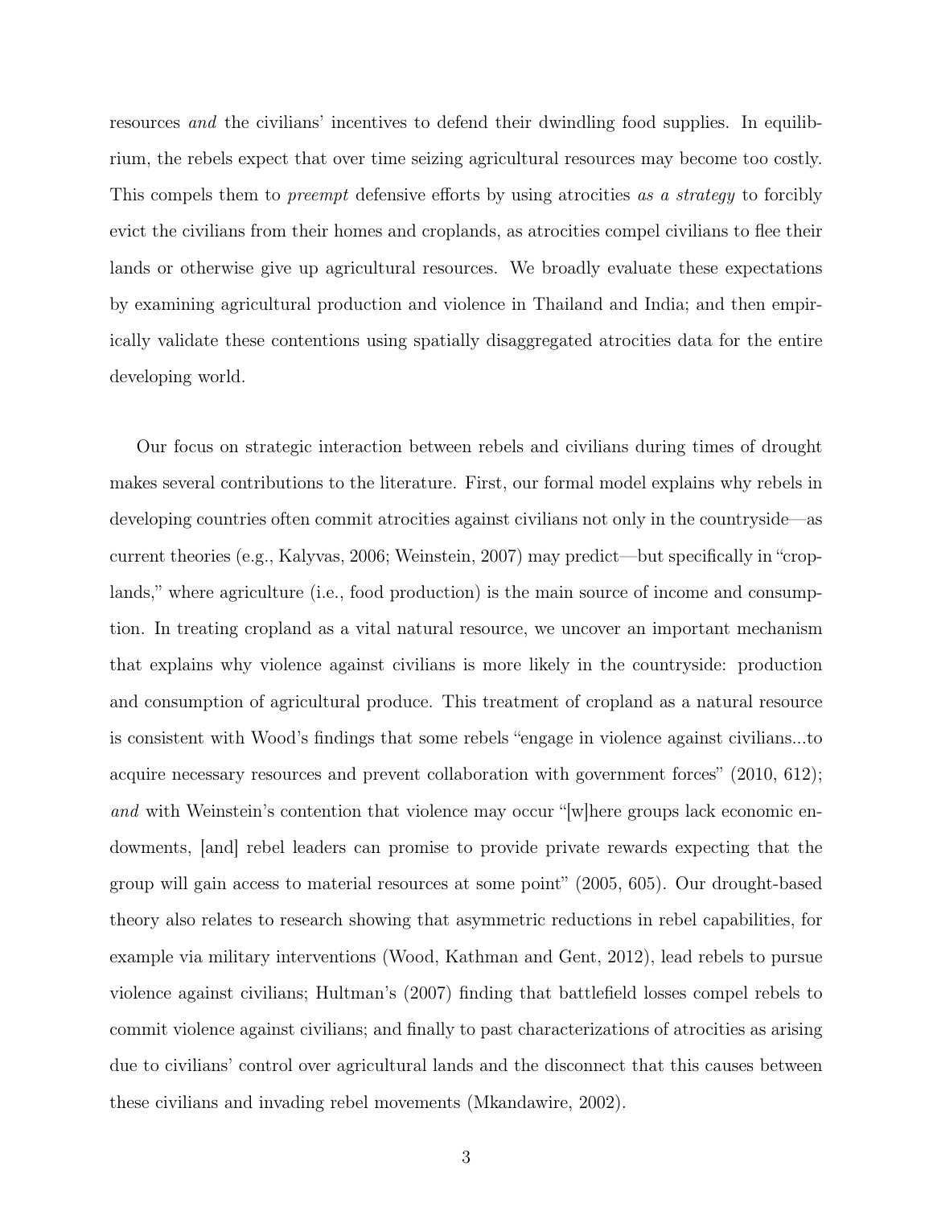resources *and* the civilians' incentives to defend their dwindling food supplies. In equilibrium, the rebels expect that over time seizing agricultural resources may become too costly. This compels them to *preempt* defensive efforts by using atrocities *as a strategy* to forcibly evict the civilians from their homes and croplands, as atrocities compel civilians to flee their lands or otherwise give up agricultural resources. We broadly evaluate these expectations by examining agricultural production and violence in Thailand and India; and then empirically validate these contentions using spatially disaggregated atrocities data for the entire developing world.

Our focus on strategic interaction between rebels and civilians during times of drought makes several contributions to the literature. First, our formal model explains why rebels in developing countries often commit atrocities against civilians not only in the countryside—as current theories (e.g., Kalyvas, 2006; Weinstein, 2007) may predict—but specifically in "croplands," where agriculture (i.e., food production) is the main source of income and consumption. In treating cropland as a vital natural resource, we uncover an important mechanism that explains why violence against civilians is more likely in the countryside: production and consumption of agricultural produce. This treatment of cropland as a natural resource is consistent with Wood's findings that some rebels "engage in violence against civilians...to acquire necessary resources and prevent collaboration with government forces" (2010, 612); *and* with Weinstein's contention that violence may occur "[w]here groups lack economic endowments, [and] rebel leaders can promise to provide private rewards expecting that the group will gain access to material resources at some point" (2005, 605). Our drought-based theory also relates to research showing that asymmetric reductions in rebel capabilities, for example via military interventions (Wood, Kathman and Gent, 2012), lead rebels to pursue violence against civilians; Hultman's (2007) finding that battlefield losses compel rebels to commit violence against civilians; and finally to past characterizations of atrocities as arising due to civilians' control over agricultural lands and the disconnect that this causes between these civilians and invading rebel movements (Mkandawire, 2002).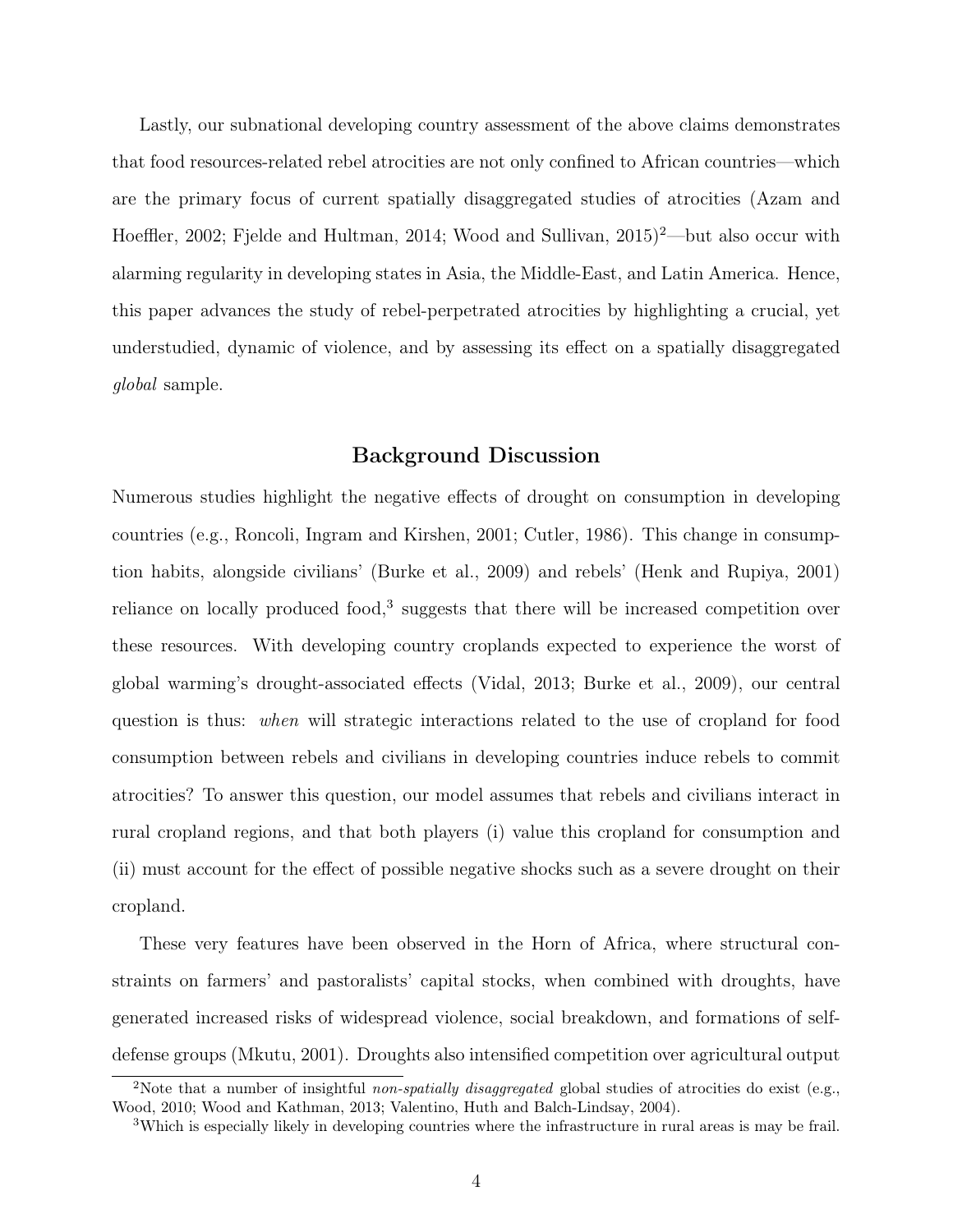Lastly, our subnational developing country assessment of the above claims demonstrates that food resources-related rebel atrocities are not only confined to African countries—which are the primary focus of current spatially disaggregated studies of atrocities (Azam and Hoeffler, 2002; Fjelde and Hultman, 2014; Wood and Sullivan, 2015)[2]—but also occur with alarming regularity in developing states in Asia, the Middle-East, and Latin America. Hence, this paper advances the study of rebel-perpetrated atrocities by highlighting a crucial, yet understudied, dynamic of violence, and by assessing its effect on a spatially disaggregated *global* sample.

## Background Discussion

Numerous studies highlight the negative effects of drought on consumption in developing countries (e.g., Roncoli, Ingram and Kirshen, 2001; Cutler, 1986). This change in consumption habits, alongside civilians' (Burke et al., 2009) and rebels' (Henk and Rupiya, 2001) reliance on locally produced food,[3] suggests that there will be increased competition over these resources. With developing country croplands expected to experience the worst of global warming's drought-associated effects (Vidal, 2013; Burke et al., 2009), our central question is thus: *when* will strategic interactions related to the use of cropland for food consumption between rebels and civilians in developing countries induce rebels to commit atrocities? To answer this question, our model assumes that rebels and civilians interact in rural cropland regions, and that both players (i) value this cropland for consumption and (ii) must account for the effect of possible negative shocks such as a severe drought on their cropland.

These very features have been observed in the Horn of Africa, where structural constraints on farmers' and pastoralists' capital stocks, when combined with droughts, have generated increased risks of widespread violence, social breakdown, and formations of self-defense groups (Mkutu, 2001). Droughts also intensified competition over agricultural output

[2]Note that a number of insightful *non-spatially disaggregated* global studies of atrocities do exist (e.g., Wood, 2010; Wood and Kathman, 2013; Valentino, Huth and Balch-Lindsay, 2004).

[3]Which is especially likely in developing countries where the infrastructure in rural areas is may be frail.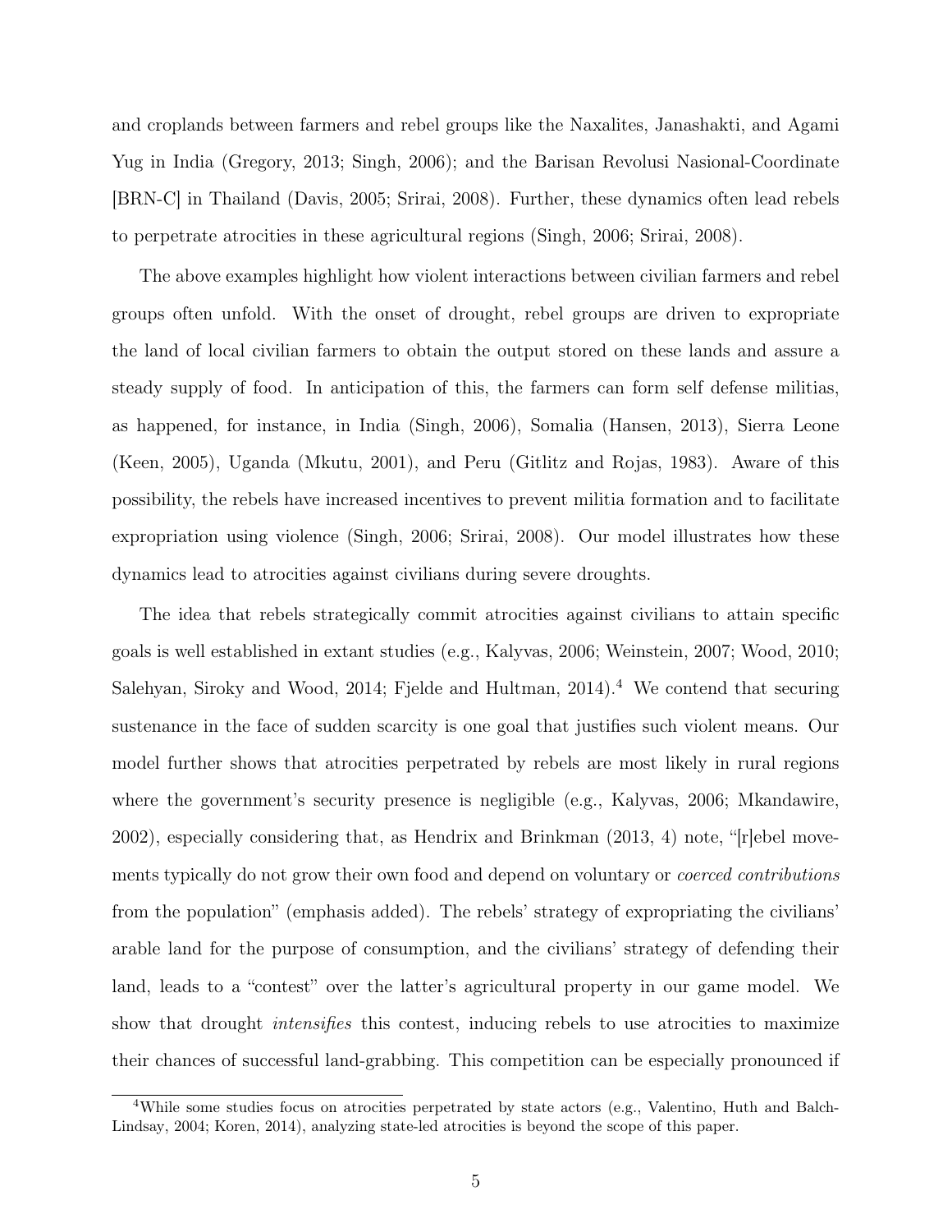and croplands between farmers and rebel groups like the Naxalites, Janashakti, and Agami Yug in India (Gregory, 2013; Singh, 2006); and the Barisan Revolusi Nasional-Coordinate [BRN-C] in Thailand (Davis, 2005; Srirai, 2008). Further, these dynamics often lead rebels to perpetrate atrocities in these agricultural regions (Singh, 2006; Srirai, 2008).

The above examples highlight how violent interactions between civilian farmers and rebel groups often unfold. With the onset of drought, rebel groups are driven to expropriate the land of local civilian farmers to obtain the output stored on these lands and assure a steady supply of food. In anticipation of this, the farmers can form self defense militias, as happened, for instance, in India (Singh, 2006), Somalia (Hansen, 2013), Sierra Leone (Keen, 2005), Uganda (Mkutu, 2001), and Peru (Gitlitz and Rojas, 1983). Aware of this possibility, the rebels have increased incentives to prevent militia formation and to facilitate expropriation using violence (Singh, 2006; Srirai, 2008). Our model illustrates how these dynamics lead to atrocities against civilians during severe droughts.

The idea that rebels strategically commit atrocities against civilians to attain specific goals is well established in extant studies (e.g., Kalyvas, 2006; Weinstein, 2007; Wood, 2010; Salehyan, Siroky and Wood, 2014; Fjelde and Hultman, 2014).[4] We contend that securing sustenance in the face of sudden scarcity is one goal that justifies such violent means. Our model further shows that atrocities perpetrated by rebels are most likely in rural regions where the government's security presence is negligible (e.g., Kalyvas, 2006; Mkandawire, 2002), especially considering that, as Hendrix and Brinkman (2013, 4) note, "[r]ebel movements typically do not grow their own food and depend on voluntary or *coerced contributions* from the population" (emphasis added). The rebels' strategy of expropriating the civilians' arable land for the purpose of consumption, and the civilians' strategy of defending their land, leads to a "contest" over the latter's agricultural property in our game model. We show that drought *intensifies* this contest, inducing rebels to use atrocities to maximize their chances of successful land-grabbing. This competition can be especially pronounced if

[4]While some studies focus on atrocities perpetrated by state actors (e.g., Valentino, Huth and Balch-Lindsay, 2004; Koren, 2014), analyzing state-led atrocities is beyond the scope of this paper.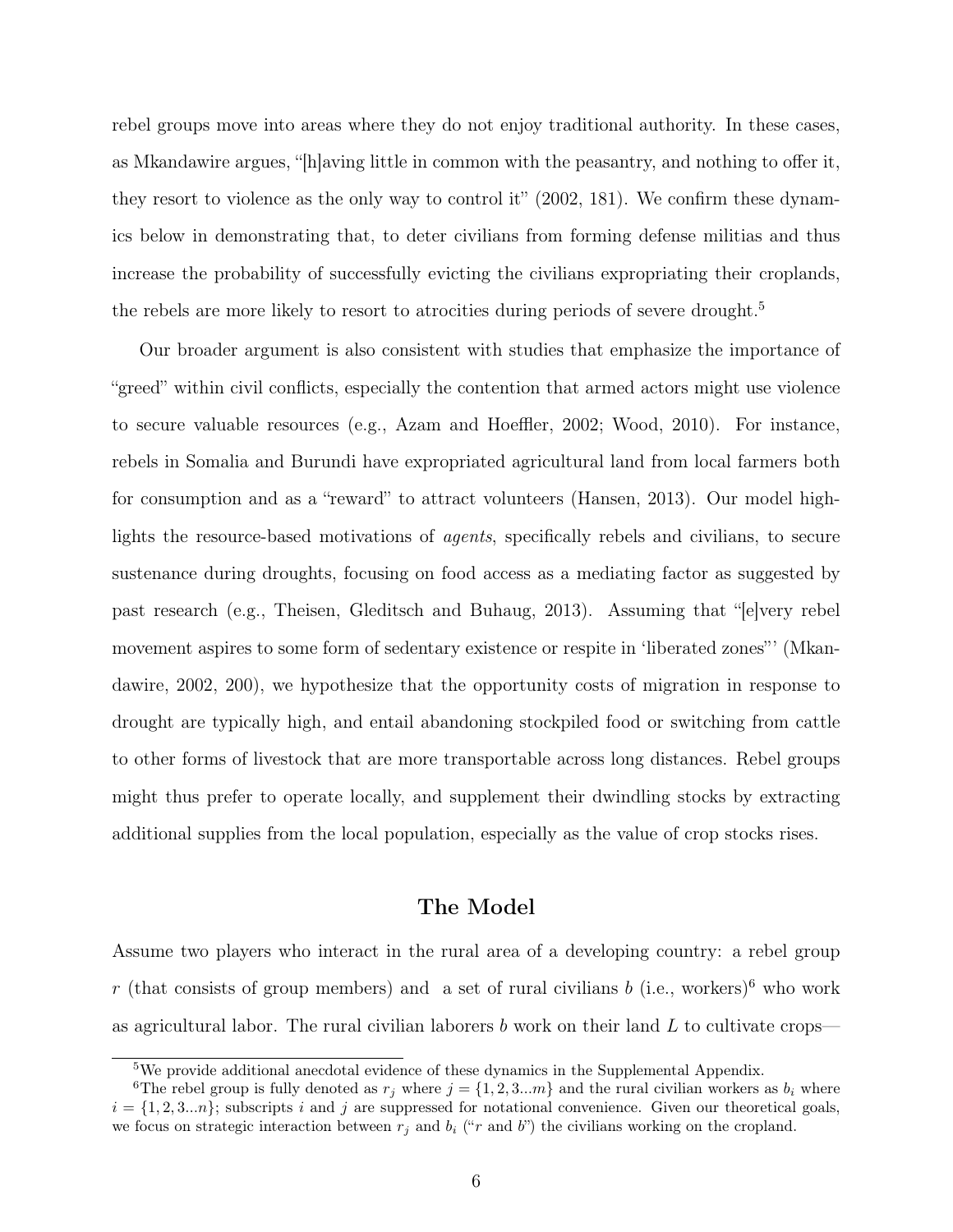rebel groups move into areas where they do not enjoy traditional authority. In these cases, as Mkandawire argues, "[h]aving little in common with the peasantry, and nothing to offer it, they resort to violence as the only way to control it" (2002, 181). We confirm these dynamics below in demonstrating that, to deter civilians from forming defense militias and thus increase the probability of successfully evicting the civilians expropriating their croplands, the rebels are more likely to resort to atrocities during periods of severe drought.[5]

Our broader argument is also consistent with studies that emphasize the importance of "greed" within civil conflicts, especially the contention that armed actors might use violence to secure valuable resources (e.g., Azam and Hoeffler, 2002; Wood, 2010). For instance, rebels in Somalia and Burundi have expropriated agricultural land from local farmers both for consumption and as a "reward" to attract volunteers (Hansen, 2013). Our model highlights the resource-based motivations of *agents*, specifically rebels and civilians, to secure sustenance during droughts, focusing on food access as a mediating factor as suggested by past research (e.g., Theisen, Gleditsch and Buhaug, 2013). Assuming that "[e]very rebel movement aspires to some form of sedentary existence or respite in 'liberated zones"' (Mkandawire, 2002, 200), we hypothesize that the opportunity costs of migration in response to drought are typically high, and entail abandoning stockpiled food or switching from cattle to other forms of livestock that are more transportable across long distances. Rebel groups might thus prefer to operate locally, and supplement their dwindling stocks by extracting additional supplies from the local population, especially as the value of crop stocks rises.

## The Model

Assume two players who interact in the rural area of a developing country: a rebel group $r$ (that consists of group members) and a set of rural civilians $b$ (i.e., workers)[6] who work as agricultural labor. The rural civilian laborers $b$ work on their land $L$ to cultivate crops—

[5] We provide additional anecdotal evidence of these dynamics in the Supplemental Appendix.

[6] The rebel group is fully denoted as $r_j$ where $j = \{1, 2, 3...m\}$ and the rural civilian workers as $b_i$ where $i = \{1, 2, 3...n\}$; subscripts $i$ and $j$ are suppressed for notational convenience. Given our theoretical goals, we focus on strategic interaction between $r_j$ and $b_i$ ("$r$ and $b$") the civilians working on the cropland.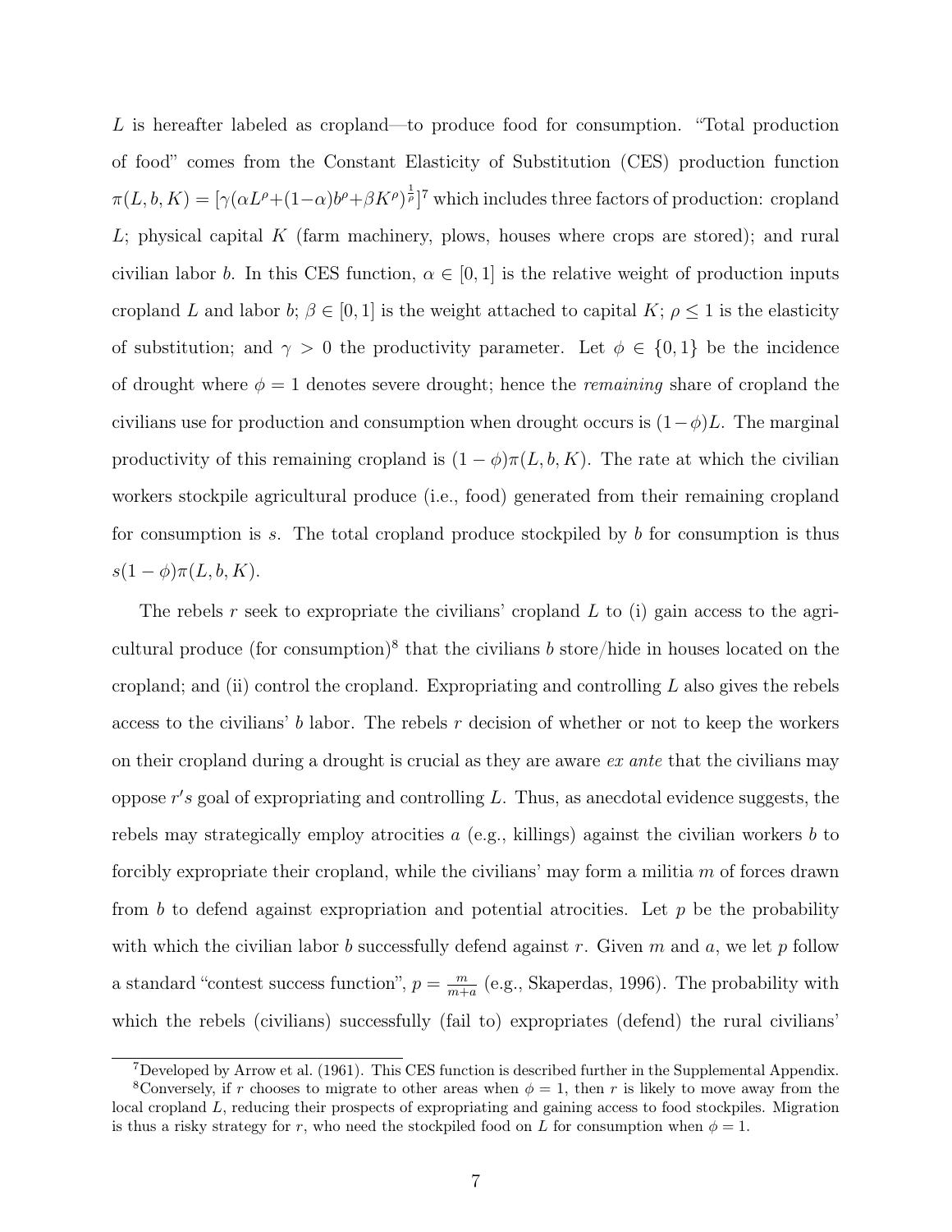$L$ is hereafter labeled as cropland—to produce food for consumption. "Total production of food" comes from the Constant Elasticity of Substitution (CES) production function $\pi(L, b, K) = [\gamma(\alpha L^{\rho} + (1-\alpha)b^{\rho} + \beta K^{\rho})^{\frac{1}{\rho}}]$[7] which includes three factors of production: cropland $L$; physical capital $K$ (farm machinery, plows, houses where crops are stored); and rural civilian labor $b$. In this CES function, $\alpha \in [0, 1]$ is the relative weight of production inputs cropland $L$ and labor $b$; $\beta \in [0, 1]$ is the weight attached to capital $K$; $\rho \leq 1$ is the elasticity of substitution; and $\gamma > 0$ the productivity parameter. Let $\phi \in \{0, 1\}$ be the incidence of drought where $\phi = 1$ denotes severe drought; hence the *remaining* share of cropland the civilians use for production and consumption when drought occurs is $(1-\phi)L$. The marginal productivity of this remaining cropland is $(1 - \phi)\pi(L, b, K)$. The rate at which the civilian workers stockpile agricultural produce (i.e., food) generated from their remaining cropland for consumption is $s$. The total cropland produce stockpiled by $b$ for consumption is thus $s(1 - \phi)\pi(L, b, K)$.

The rebels $r$ seek to expropriate the civilians' cropland $L$ to (i) gain access to the agricultural produce (for consumption)[8] that the civilians $b$ store/hide in houses located on the cropland; and (ii) control the cropland. Expropriating and controlling $L$ also gives the rebels access to the civilians' $b$ labor. The rebels $r$ decision of whether or not to keep the workers on their cropland during a drought is crucial as they are aware *ex ante* that the civilians may oppose $r's$ goal of expropriating and controlling $L$. Thus, as anecdotal evidence suggests, the rebels may strategically employ atrocities $a$ (e.g., killings) against the civilian workers $b$ to forcibly expropriate their cropland, while the civilians' may form a militia $m$ of forces drawn from $b$ to defend against expropriation and potential atrocities. Let $p$ be the probability with which the civilian labor $b$ successfully defend against $r$. Given $m$ and $a$, we let $p$ follow a standard "contest success function", $p = \frac{m}{m+a}$ (e.g., Skaperdas, 1996). The probability with which the rebels (civilians) successfully (fail to) expropriates (defend) the rural civilians'

[7] Developed by Arrow et al. (1961). This CES function is described further in the Supplemental Appendix.

[8] Conversely, if $r$ chooses to migrate to other areas when $\phi = 1$, then $r$ is likely to move away from the local cropland $L$, reducing their prospects of expropriating and gaining access to food stockpiles. Migration is thus a risky strategy for $r$, who need the stockpiled food on $L$ for consumption when $\phi = 1$.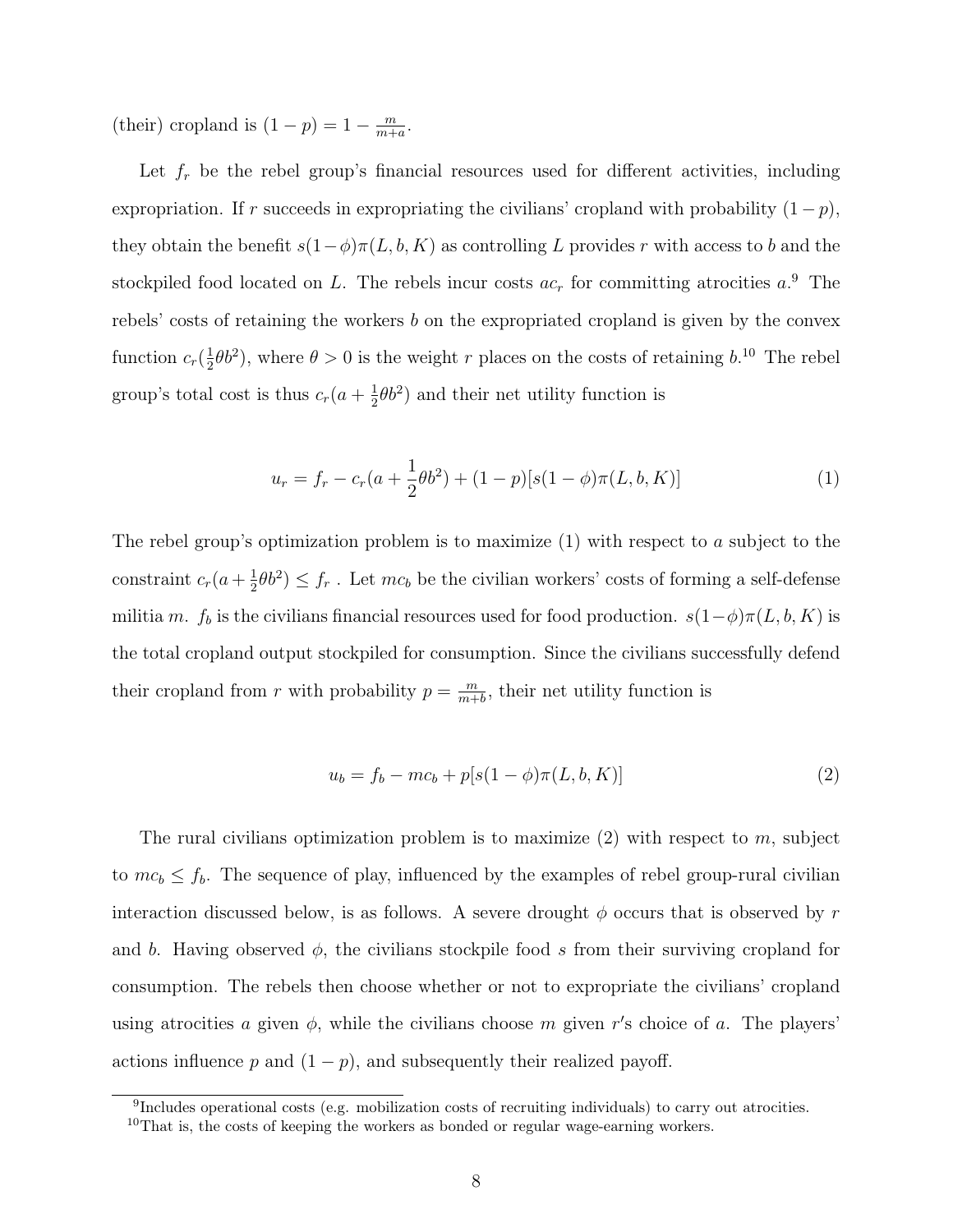(their) cropland is $(1-p) = 1 - \frac{m}{m+a}$.

Let $f_r$ be the rebel group's financial resources used for different activities, including expropriation. If $r$ succeeds in expropriating the civilians' cropland with probability $(1-p)$, they obtain the benefit $s(1-\phi)\pi(L, b, K)$ as controlling $L$ provides $r$ with access to $b$ and the stockpiled food located on $L$. The rebels incur costs $ac_r$ for committing atrocities $a$.[9] The rebels' costs of retaining the workers $b$ on the expropriated cropland is given by the convex function $c_r(\frac{1}{2}\theta b^2)$, where $\theta > 0$ is the weight $r$ places on the costs of retaining $b$.[10] The rebel group's total cost is thus $c_r(a + \frac{1}{2}\theta b^2)$ and their net utility function is

$$u_r = f_r - c_r(a + \frac{1}{2}\theta b^2) + (1-p)[s(1-\phi)\pi(L, b, K)] \tag{1}$$

The rebel group's optimization problem is to maximize (1) with respect to $a$ subject to the constraint $c_r(a + \frac{1}{2}\theta b^2) \leq f_r$ . Let $mc_b$ be the civilian workers' costs of forming a self-defense militia $m$. $f_b$ is the civilians financial resources used for food production. $s(1-\phi)\pi(L, b, K)$ is the total cropland output stockpiled for consumption. Since the civilians successfully defend their cropland from $r$ with probability $p = \frac{m}{m+b}$, their net utility function is

$$u_b = f_b - mc_b + p[s(1-\phi)\pi(L, b, K)] \tag{2}$$

The rural civilians optimization problem is to maximize (2) with respect to $m$, subject to $mc_b \leq f_b$. The sequence of play, influenced by the examples of rebel group-rural civilian interaction discussed below, is as follows. A severe drought $\phi$ occurs that is observed by $r$ and $b$. Having observed $\phi$, the civilians stockpile food $s$ from their surviving cropland for consumption. The rebels then choose whether or not to expropriate the civilians' cropland using atrocities $a$ given $\phi$, while the civilians choose $m$ given $r'$s choice of $a$. The players' actions influence $p$ and $(1-p)$, and subsequently their realized payoff.

[9] Includes operational costs (e.g. mobilization costs of recruiting individuals) to carry out atrocities.

[10] That is, the costs of keeping the workers as bonded or regular wage-earning workers.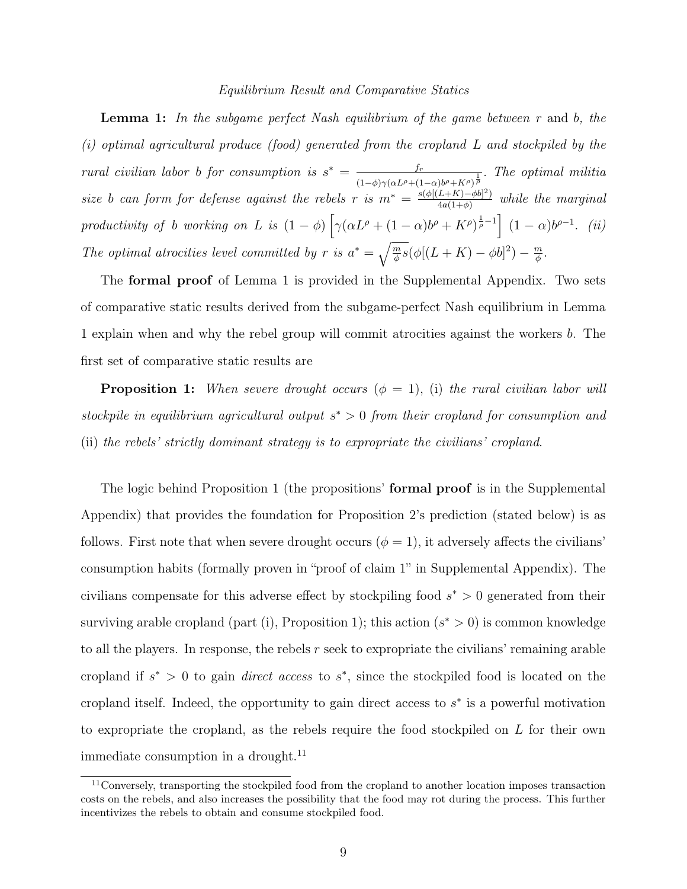*Equilibrium Result and Comparative Statics*

**Lemma 1:** *In the subgame perfect Nash equilibrium of the game between* $r$ and $b$, *the (i) optimal agricultural produce (food) generated from the cropland* $L$ *and stockpiled by the rural civilian labor* $b$ *for consumption is* $s^* = \frac{f_r}{(1-\phi)\gamma(\alpha L^\rho + (1-\alpha)b^\rho + K^\rho)^{\frac{1}{\rho}}}$. *The optimal militia size* $b$ *can form for defense against the rebels* $r$ *is* $m^* = \frac{s(\phi[(L+K)-\phi b]^2)}{4a(1+\phi)}$ *while the marginal productivity of* $b$ *working on* $L$ *is* $(1-\phi)\left[\gamma(\alpha L^\rho + (1-\alpha)b^\rho + K^\rho)^{\frac{1}{\rho}-1}\right](1-\alpha)b^{\rho-1}$. *(ii) The optimal atrocities level committed by* $r$ *is* $a^* = \sqrt{\frac{m}{\phi}s(\phi[(L+K)-\phi b]^2)} - \frac{m}{\phi}$.

The **formal proof** of Lemma 1 is provided in the Supplemental Appendix. Two sets of comparative static results derived from the subgame-perfect Nash equilibrium in Lemma 1 explain when and why the rebel group will commit atrocities against the workers $b$. The first set of comparative static results are

**Proposition 1:** *When severe drought occurs* ($\phi = 1$), (i) *the rural civilian labor will stockpile in equilibrium agricultural output* $s^* > 0$ *from their cropland for consumption and* (ii) *the rebels' strictly dominant strategy is to expropriate the civilians' cropland*.

The logic behind Proposition 1 (the propositions' **formal proof** is in the Supplemental Appendix) that provides the foundation for Proposition 2's prediction (stated below) is as follows. First note that when severe drought occurs ($\phi = 1$), it adversely affects the civilians' consumption habits (formally proven in "proof of claim 1" in Supplemental Appendix). The civilians compensate for this adverse effect by stockpiling food $s^* > 0$ generated from their surviving arable cropland (part (i), Proposition 1); this action ($s^* > 0$) is common knowledge to all the players. In response, the rebels $r$ seek to expropriate the civilians' remaining arable cropland if $s^* > 0$ to gain *direct access* to $s^*$, since the stockpiled food is located on the cropland itself. Indeed, the opportunity to gain direct access to $s^*$ is a powerful motivation to expropriate the cropland, as the rebels require the food stockpiled on $L$ for their own immediate consumption in a drought.[11]

[11] Conversely, transporting the stockpiled food from the cropland to another location imposes transaction costs on the rebels, and also increases the possibility that the food may rot during the process. This further incentivizes the rebels to obtain and consume stockpiled food.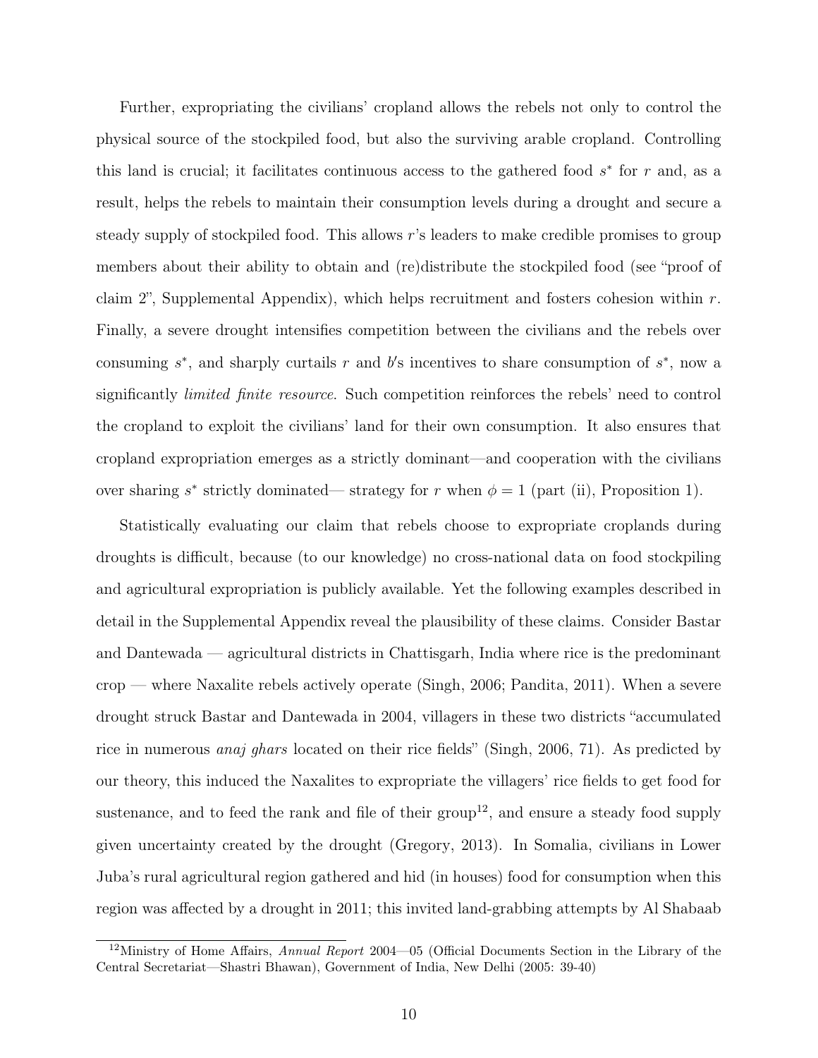Further, expropriating the civilians' cropland allows the rebels not only to control the physical source of the stockpiled food, but also the surviving arable cropland. Controlling this land is crucial; it facilitates continuous access to the gathered food $s^*$ for $r$ and, as a result, helps the rebels to maintain their consumption levels during a drought and secure a steady supply of stockpiled food. This allows $r$'s leaders to make credible promises to group members about their ability to obtain and (re)distribute the stockpiled food (see "proof of claim 2", Supplemental Appendix), which helps recruitment and fosters cohesion within $r$. Finally, a severe drought intensifies competition between the civilians and the rebels over consuming $s^*$, and sharply curtails $r$ and $b$'s incentives to share consumption of $s^*$, now a significantly *limited finite resource*. Such competition reinforces the rebels' need to control the cropland to exploit the civilians' land for their own consumption. It also ensures that cropland expropriation emerges as a strictly dominant—and cooperation with the civilians over sharing $s^*$ strictly dominated— strategy for $r$ when $\phi = 1$ (part (ii), Proposition 1).

Statistically evaluating our claim that rebels choose to expropriate croplands during droughts is difficult, because (to our knowledge) no cross-national data on food stockpiling and agricultural expropriation is publicly available. Yet the following examples described in detail in the Supplemental Appendix reveal the plausibility of these claims. Consider Bastar and Dantewada — agricultural districts in Chattisgarh, India where rice is the predominant crop — where Naxalite rebels actively operate (Singh, 2006; Pandita, 2011). When a severe drought struck Bastar and Dantewada in 2004, villagers in these two districts "accumulated rice in numerous *anaj ghars* located on their rice fields" (Singh, 2006, 71). As predicted by our theory, this induced the Naxalites to expropriate the villagers' rice fields to get food for sustenance, and to feed the rank and file of their group[12], and ensure a steady food supply given uncertainty created by the drought (Gregory, 2013). In Somalia, civilians in Lower Juba's rural agricultural region gathered and hid (in houses) food for consumption when this region was affected by a drought in 2011; this invited land-grabbing attempts by Al Shabaab

[12]Ministry of Home Affairs, *Annual Report* 2004—05 (Official Documents Section in the Library of the Central Secretariat—Shastri Bhawan), Government of India, New Delhi (2005: 39-40)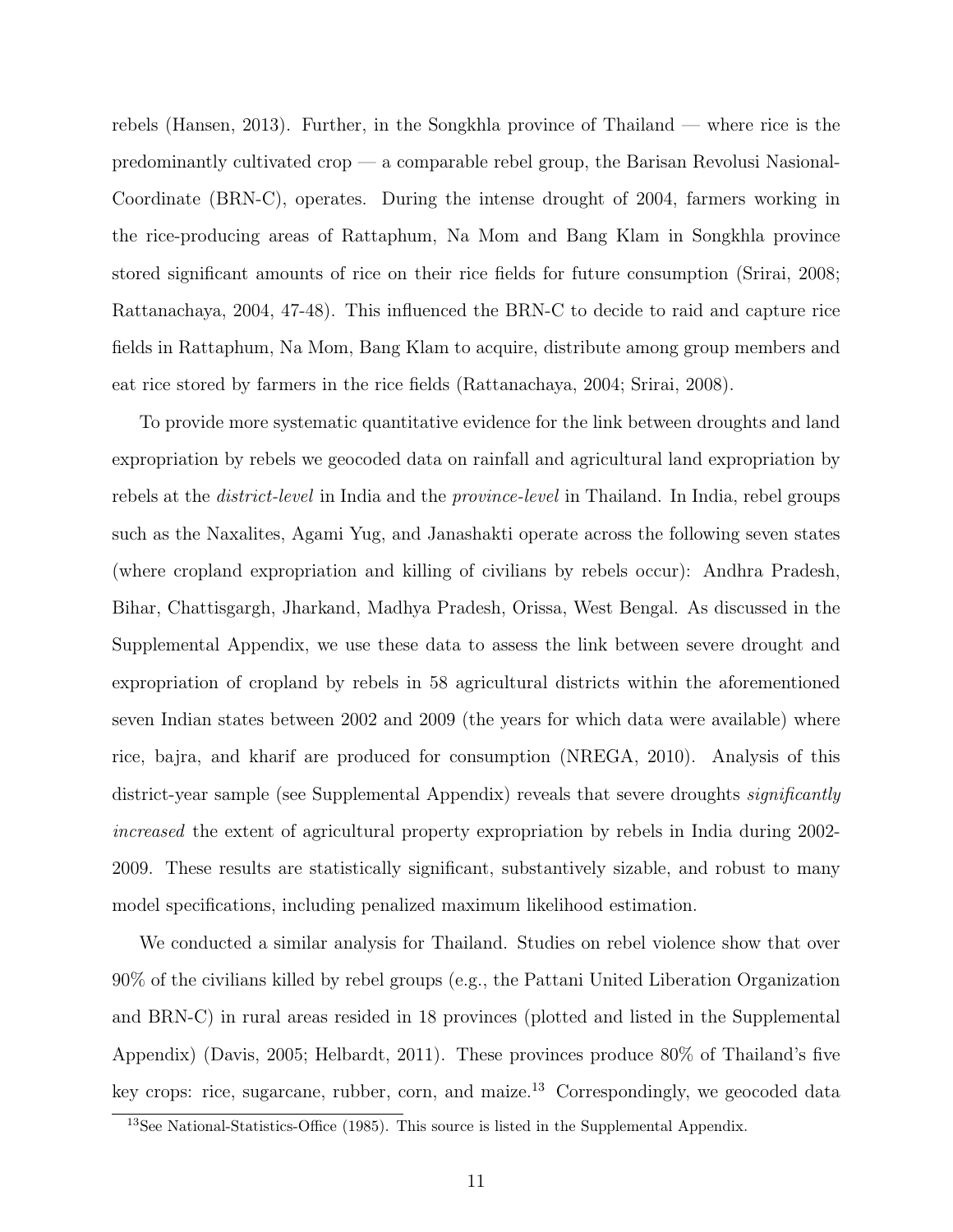rebels (Hansen, 2013). Further, in the Songkhla province of Thailand — where rice is the predominantly cultivated crop — a comparable rebel group, the Barisan Revolusi Nasional-Coordinate (BRN-C), operates. During the intense drought of 2004, farmers working in the rice-producing areas of Rattaphum, Na Mom and Bang Klam in Songkhla province stored significant amounts of rice on their rice fields for future consumption (Srirai, 2008; Rattanachaya, 2004, 47-48). This influenced the BRN-C to decide to raid and capture rice fields in Rattaphum, Na Mom, Bang Klam to acquire, distribute among group members and eat rice stored by farmers in the rice fields (Rattanachaya, 2004; Srirai, 2008).

To provide more systematic quantitative evidence for the link between droughts and land expropriation by rebels we geocoded data on rainfall and agricultural land expropriation by rebels at the *district-level* in India and the *province-level* in Thailand. In India, rebel groups such as the Naxalites, Agami Yug, and Janashakti operate across the following seven states (where cropland expropriation and killing of civilians by rebels occur): Andhra Pradesh, Bihar, Chattisgargh, Jharkand, Madhya Pradesh, Orissa, West Bengal. As discussed in the Supplemental Appendix, we use these data to assess the link between severe drought and expropriation of cropland by rebels in 58 agricultural districts within the aforementioned seven Indian states between 2002 and 2009 (the years for which data were available) where rice, bajra, and kharif are produced for consumption (NREGA, 2010). Analysis of this district-year sample (see Supplemental Appendix) reveals that severe droughts *significantly increased* the extent of agricultural property expropriation by rebels in India during 2002-2009. These results are statistically significant, substantively sizable, and robust to many model specifications, including penalized maximum likelihood estimation.

We conducted a similar analysis for Thailand. Studies on rebel violence show that over 90% of the civilians killed by rebel groups (e.g., the Pattani United Liberation Organization and BRN-C) in rural areas resided in 18 provinces (plotted and listed in the Supplemental Appendix) (Davis, 2005; Helbardt, 2011). These provinces produce 80% of Thailand's five key crops: rice, sugarcane, rubber, corn, and maize.[13] Correspondingly, we geocoded data

[13]See National-Statistics-Office (1985). This source is listed in the Supplemental Appendix.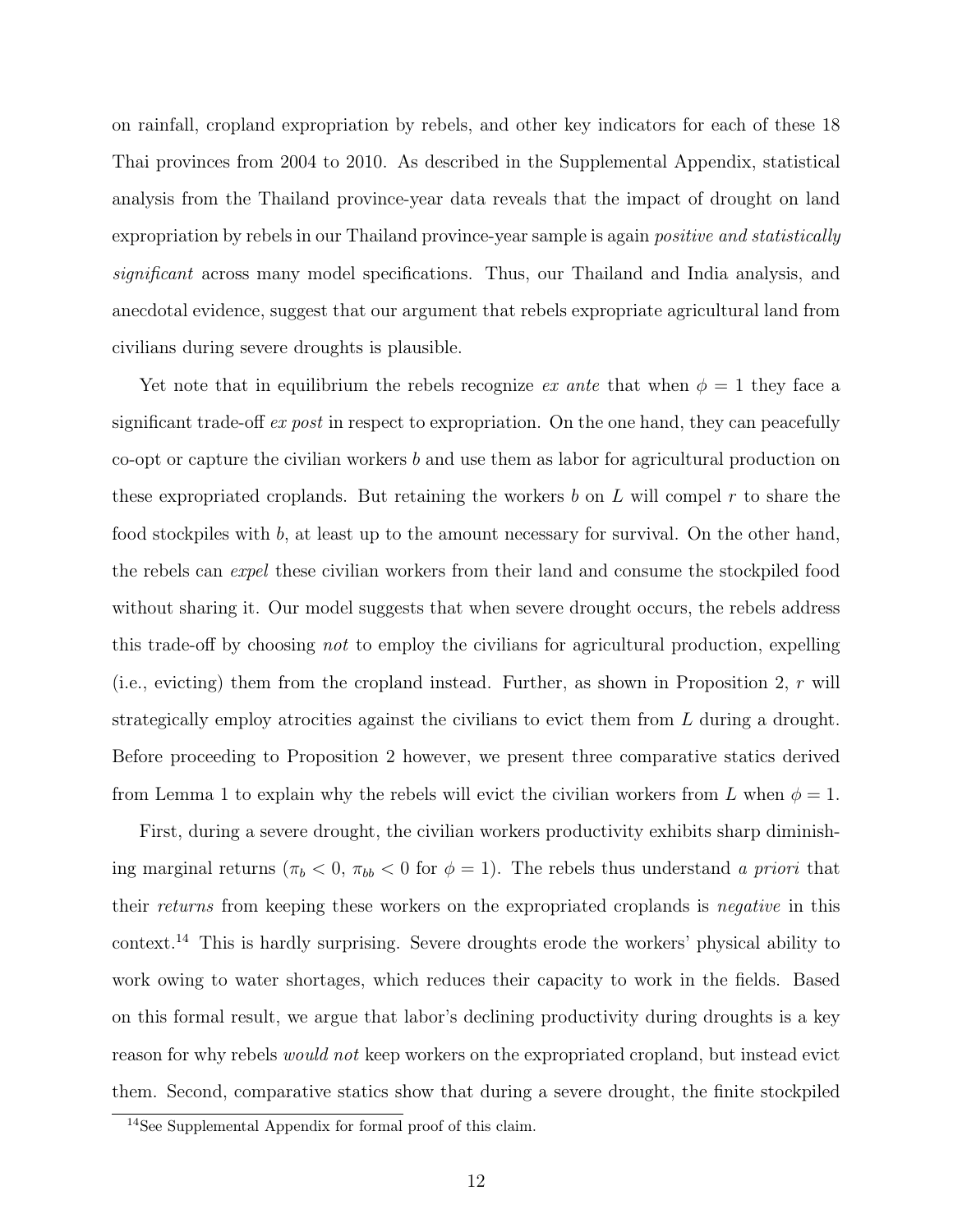on rainfall, cropland expropriation by rebels, and other key indicators for each of these 18 Thai provinces from 2004 to 2010. As described in the Supplemental Appendix, statistical analysis from the Thailand province-year data reveals that the impact of drought on land expropriation by rebels in our Thailand province-year sample is again *positive and statistically significant* across many model specifications. Thus, our Thailand and India analysis, and anecdotal evidence, suggest that our argument that rebels expropriate agricultural land from civilians during severe droughts is plausible.

Yet note that in equilibrium the rebels recognize *ex ante* that when $\phi = 1$ they face a significant trade-off *ex post* in respect to expropriation. On the one hand, they can peacefully co-opt or capture the civilian workers $b$ and use them as labor for agricultural production on these expropriated croplands. But retaining the workers $b$ on $L$ will compel $r$ to share the food stockpiles with $b$, at least up to the amount necessary for survival. On the other hand, the rebels can *expel* these civilian workers from their land and consume the stockpiled food without sharing it. Our model suggests that when severe drought occurs, the rebels address this trade-off by choosing *not* to employ the civilians for agricultural production, expelling (i.e., evicting) them from the cropland instead. Further, as shown in Proposition 2, $r$ will strategically employ atrocities against the civilians to evict them from $L$ during a drought. Before proceeding to Proposition 2 however, we present three comparative statics derived from Lemma 1 to explain why the rebels will evict the civilian workers from $L$ when $\phi = 1$.

First, during a severe drought, the civilian workers productivity exhibits sharp diminishing marginal returns ($\pi_b < 0$, $\pi_{bb} < 0$ for $\phi = 1$). The rebels thus understand *a priori* that their *returns* from keeping these workers on the expropriated croplands is *negative* in this context.[14] This is hardly surprising. Severe droughts erode the workers' physical ability to work owing to water shortages, which reduces their capacity to work in the fields. Based on this formal result, we argue that labor's declining productivity during droughts is a key reason for why rebels *would not* keep workers on the expropriated cropland, but instead evict them. Second, comparative statics show that during a severe drought, the finite stockpiled

[14] See Supplemental Appendix for formal proof of this claim.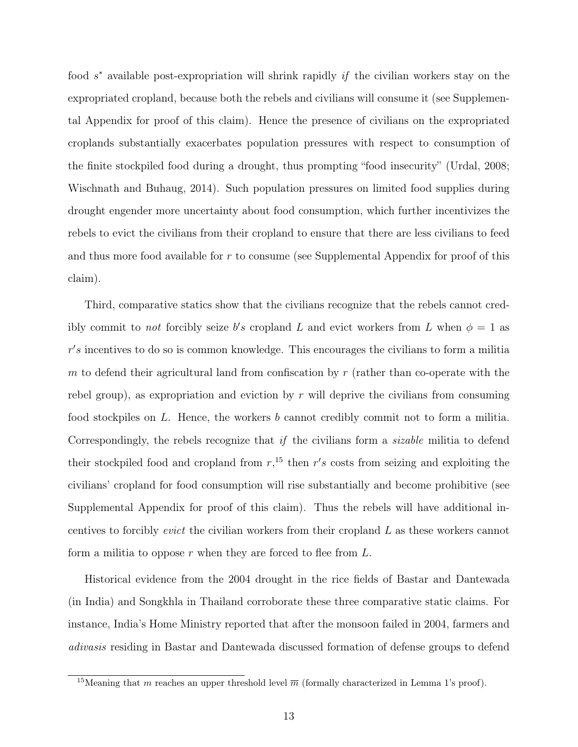food $s^*$ available post-expropriation will shrink rapidly *if* the civilian workers stay on the expropriated cropland, because both the rebels and civilians will consume it (see Supplemental Appendix for proof of this claim). Hence the presence of civilians on the expropriated croplands substantially exacerbates population pressures with respect to consumption of the finite stockpiled food during a drought, thus prompting "food insecurity" (Urdal, 2008; Wischnath and Buhaug, 2014). Such population pressures on limited food supplies during drought engender more uncertainty about food consumption, which further incentivizes the rebels to evict the civilians from their cropland to ensure that there are less civilians to feed and thus more food available for $r$ to consume (see Supplemental Appendix for proof of this claim).

Third, comparative statics show that the civilians recognize that the rebels cannot credibly commit to *not* forcibly seize $b's$ cropland $L$ and evict workers from $L$ when $\phi = 1$ as $r's$ incentives to do so is common knowledge. This encourages the civilians to form a militia $m$ to defend their agricultural land from confiscation by $r$ (rather than co-operate with the rebel group), as expropriation and eviction by $r$ will deprive the civilians from consuming food stockpiles on $L$. Hence, the workers $b$ cannot credibly commit not to form a militia. Correspondingly, the rebels recognize that *if* the civilians form a *sizable* militia to defend their stockpiled food and cropland from $r$,[15] then $r's$ costs from seizing and exploiting the civilians' cropland for food consumption will rise substantially and become prohibitive (see Supplemental Appendix for proof of this claim). Thus the rebels will have additional incentives to forcibly *evict* the civilian workers from their cropland $L$ as these workers cannot form a militia to oppose $r$ when they are forced to flee from $L$.

Historical evidence from the 2004 drought in the rice fields of Bastar and Dantewada (in India) and Songkhla in Thailand corroborate these three comparative static claims. For instance, India's Home Ministry reported that after the monsoon failed in 2004, farmers and *adivasis* residing in Bastar and Dantewada discussed formation of defense groups to defend

[15] Meaning that $m$ reaches an upper threshold level $\overline{m}$ (formally characterized in Lemma 1's proof).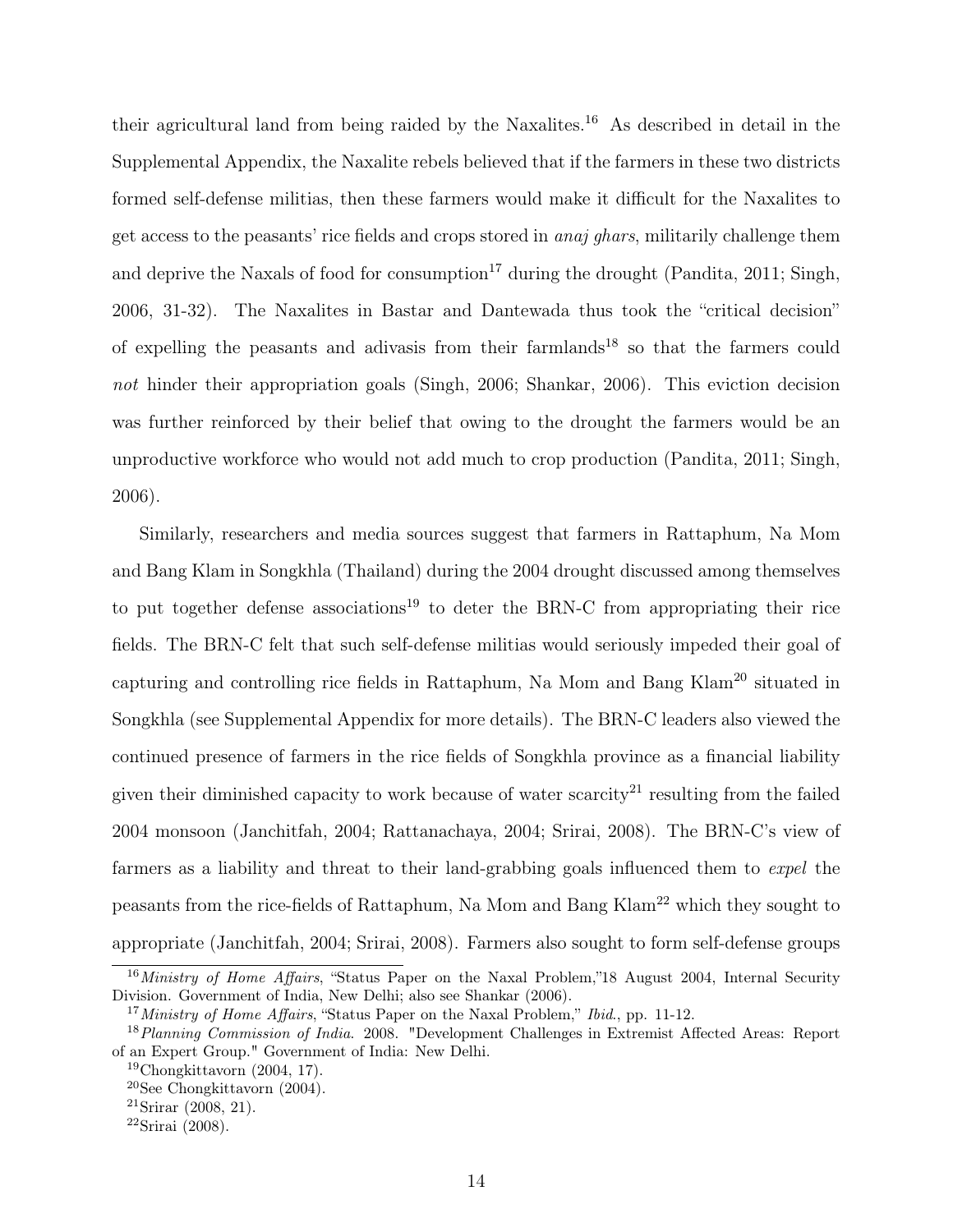their agricultural land from being raided by the Naxalites.[16] As described in detail in the Supplemental Appendix, the Naxalite rebels believed that if the farmers in these two districts formed self-defense militias, then these farmers would make it difficult for the Naxalites to get access to the peasants' rice fields and crops stored in *anaj ghars*, militarily challenge them and deprive the Naxals of food for consumption[17] during the drought (Pandita, 2011; Singh, 2006, 31-32). The Naxalites in Bastar and Dantewada thus took the "critical decision" of expelling the peasants and adivasis from their farmlands[18] so that the farmers could *not* hinder their appropriation goals (Singh, 2006; Shankar, 2006). This eviction decision was further reinforced by their belief that owing to the drought the farmers would be an unproductive workforce who would not add much to crop production (Pandita, 2011; Singh, 2006).

Similarly, researchers and media sources suggest that farmers in Rattaphum, Na Mom and Bang Klam in Songkhla (Thailand) during the 2004 drought discussed among themselves to put together defense associations[19] to deter the BRN-C from appropriating their rice fields. The BRN-C felt that such self-defense militias would seriously impeded their goal of capturing and controlling rice fields in Rattaphum, Na Mom and Bang Klam[20] situated in Songkhla (see Supplemental Appendix for more details). The BRN-C leaders also viewed the continued presence of farmers in the rice fields of Songkhla province as a financial liability given their diminished capacity to work because of water scarcity[21] resulting from the failed 2004 monsoon (Janchitfah, 2004; Rattanachaya, 2004; Srirai, 2008). The BRN-C's view of farmers as a liability and threat to their land-grabbing goals influenced them to *expel* the peasants from the rice-fields of Rattaphum, Na Mom and Bang Klam[22] which they sought to appropriate (Janchitfah, 2004; Srirai, 2008). Farmers also sought to form self-defense groups

[16] *Ministry of Home Affairs*, "Status Paper on the Naxal Problem,"18 August 2004, Internal Security Division. Government of India, New Delhi; also see Shankar (2006).

[17] *Ministry of Home Affairs*, "Status Paper on the Naxal Problem," *Ibid.*, pp. 11-12.

[18] *Planning Commission of India*. 2008. "Development Challenges in Extremist Affected Areas: Report of an Expert Group." Government of India: New Delhi.

[19] Chongkittavorn (2004, 17).

[20] See Chongkittavorn (2004).

[21] Srirar (2008, 21).

[22] Srirai (2008).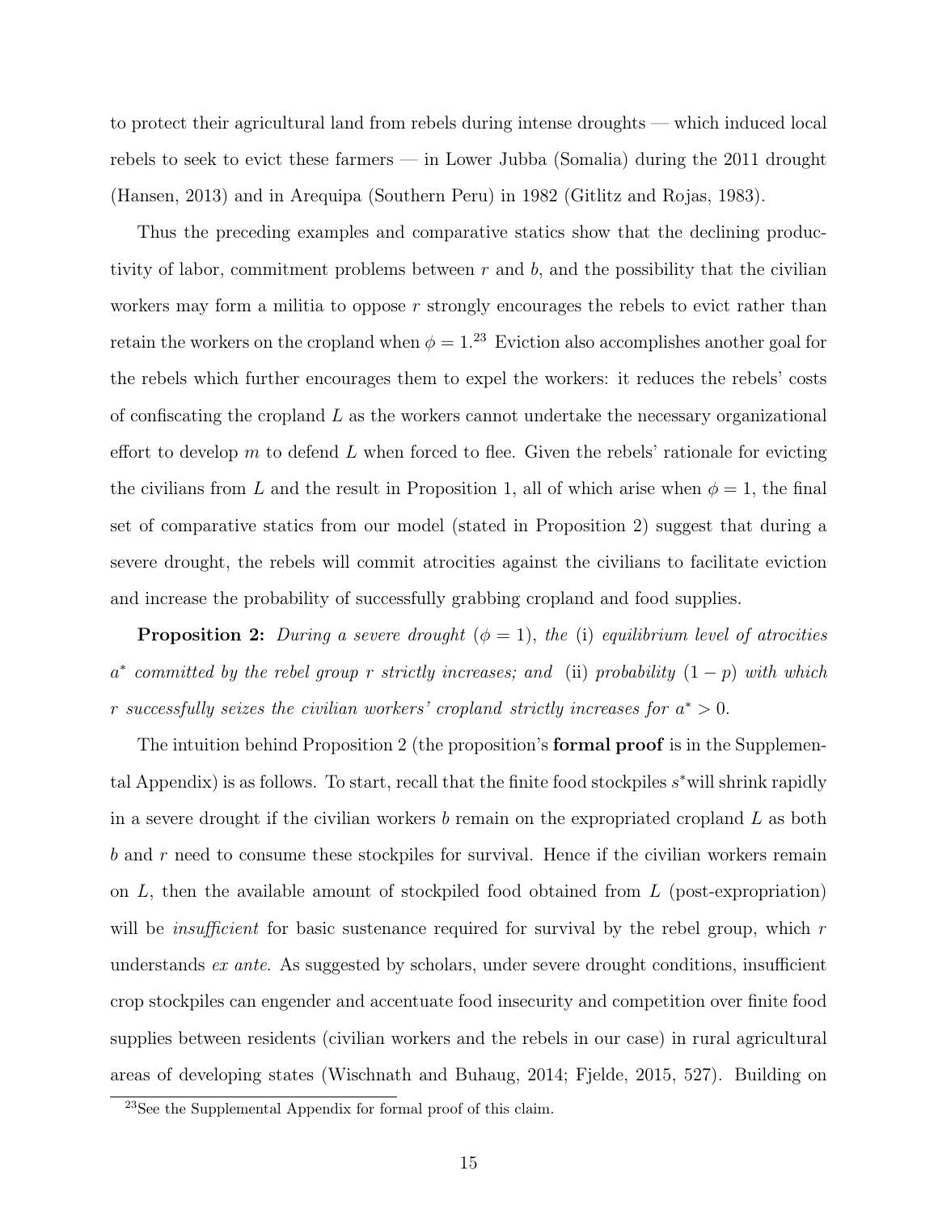to protect their agricultural land from rebels during intense droughts — which induced local rebels to seek to evict these farmers — in Lower Jubba (Somalia) during the 2011 drought (Hansen, 2013) and in Arequipa (Southern Peru) in 1982 (Gitlitz and Rojas, 1983).

Thus the preceding examples and comparative statics show that the declining productivity of labor, commitment problems between $r$ and $b$, and the possibility that the civilian workers may form a militia to oppose $r$ strongly encourages the rebels to evict rather than retain the workers on the cropland when $\phi = 1$.[23] Eviction also accomplishes another goal for the rebels which further encourages them to expel the workers: it reduces the rebels' costs of confiscating the cropland $L$ as the workers cannot undertake the necessary organizational effort to develop $m$ to defend $L$ when forced to flee. Given the rebels' rationale for evicting the civilians from $L$ and the result in Proposition 1, all of which arise when $\phi = 1$, the final set of comparative statics from our model (stated in Proposition 2) suggest that during a severe drought, the rebels will commit atrocities against the civilians to facilitate eviction and increase the probability of successfully grabbing cropland and food supplies.

**Proposition 2:** *During a severe drought ($\phi = 1$), the* (i) *equilibrium level of atrocities $a^*$ committed by the rebel group $r$ strictly increases; and* (ii) *probability $(1 - p)$ with which $r$ successfully seizes the civilian workers' cropland strictly increases for $a^* > 0$.*

The intuition behind Proposition 2 (the proposition's **formal proof** is in the Supplemental Appendix) is as follows. To start, recall that the finite food stockpiles $s^*$ will shrink rapidly in a severe drought if the civilian workers $b$ remain on the expropriated cropland $L$ as both $b$ and $r$ need to consume these stockpiles for survival. Hence if the civilian workers remain on $L$, then the available amount of stockpiled food obtained from $L$ (post-expropriation) will be *insufficient* for basic sustenance required for survival by the rebel group, which $r$ understands *ex ante*. As suggested by scholars, under severe drought conditions, insufficient crop stockpiles can engender and accentuate food insecurity and competition over finite food supplies between residents (civilian workers and the rebels in our case) in rural agricultural areas of developing states (Wischnath and Buhaug, 2014; Fjelde, 2015, 527). Building on

[23] See the Supplemental Appendix for formal proof of this claim.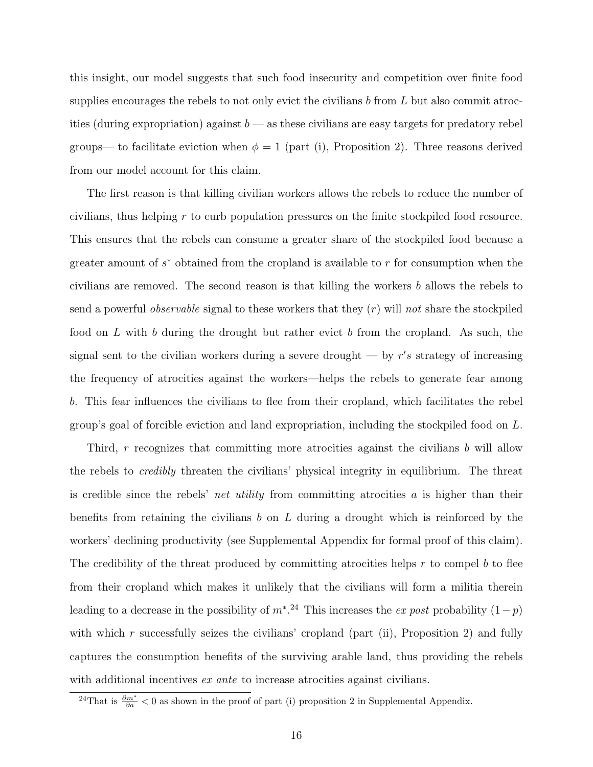this insight, our model suggests that such food insecurity and competition over finite food supplies encourages the rebels to not only evict the civilians $b$ from $L$ but also commit atrocities (during expropriation) against $b$ — as these civilians are easy targets for predatory rebel groups— to facilitate eviction when $\phi = 1$ (part (i), Proposition 2). Three reasons derived from our model account for this claim.

The first reason is that killing civilian workers allows the rebels to reduce the number of civilians, thus helping $r$ to curb population pressures on the finite stockpiled food resource. This ensures that the rebels can consume a greater share of the stockpiled food because a greater amount of $s^*$ obtained from the cropland is available to $r$ for consumption when the civilians are removed. The second reason is that killing the workers $b$ allows the rebels to send a powerful *observable* signal to these workers that they ($r$) will *not* share the stockpiled food on $L$ with $b$ during the drought but rather evict $b$ from the cropland. As such, the signal sent to the civilian workers during a severe drought — by $r's$ strategy of increasing the frequency of atrocities against the workers—helps the rebels to generate fear among $b$. This fear influences the civilians to flee from their cropland, which facilitates the rebel group's goal of forcible eviction and land expropriation, including the stockpiled food on $L$.

Third, $r$ recognizes that committing more atrocities against the civilians $b$ will allow the rebels to *credibly* threaten the civilians' physical integrity in equilibrium. The threat is credible since the rebels' *net utility* from committing atrocities $a$ is higher than their benefits from retaining the civilians $b$ on $L$ during a drought which is reinforced by the workers' declining productivity (see Supplemental Appendix for formal proof of this claim). The credibility of the threat produced by committing atrocities helps $r$ to compel $b$ to flee from their cropland which makes it unlikely that the civilians will form a militia therein leading to a decrease in the possibility of $m^*$.[24] This increases the *ex post* probability $(1 - p)$ with which $r$ successfully seizes the civilians' cropland (part (ii), Proposition 2) and fully captures the consumption benefits of the surviving arable land, thus providing the rebels with additional incentives *ex ante* to increase atrocities against civilians.

[24] That is $\frac{\partial m^*}{\partial a} < 0$ as shown in the proof of part (i) proposition 2 in Supplemental Appendix.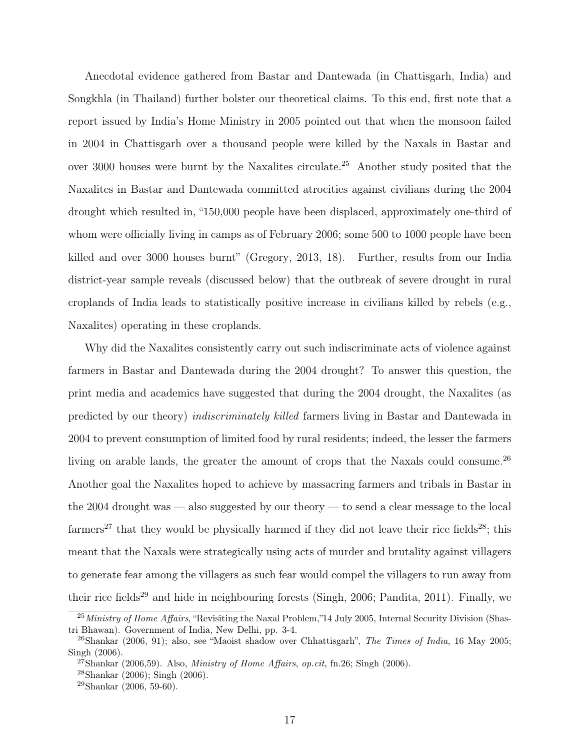Anecdotal evidence gathered from Bastar and Dantewada (in Chattisgarh, India) and Songkhla (in Thailand) further bolster our theoretical claims. To this end, first note that a report issued by India's Home Ministry in 2005 pointed out that when the monsoon failed in 2004 in Chattisgarh over a thousand people were killed by the Naxals in Bastar and over 3000 houses were burnt by the Naxalites circulate.[25] Another study posited that the Naxalites in Bastar and Dantewada committed atrocities against civilians during the 2004 drought which resulted in, "150,000 people have been displaced, approximately one-third of whom were officially living in camps as of February 2006; some 500 to 1000 people have been killed and over 3000 houses burnt" (Gregory, 2013, 18). Further, results from our India district-year sample reveals (discussed below) that the outbreak of severe drought in rural croplands of India leads to statistically positive increase in civilians killed by rebels (e.g., Naxalites) operating in these croplands.

Why did the Naxalites consistently carry out such indiscriminate acts of violence against farmers in Bastar and Dantewada during the 2004 drought? To answer this question, the print media and academics have suggested that during the 2004 drought, the Naxalites (as predicted by our theory) *indiscriminately killed* farmers living in Bastar and Dantewada in 2004 to prevent consumption of limited food by rural residents; indeed, the lesser the farmers living on arable lands, the greater the amount of crops that the Naxals could consume.[26] Another goal the Naxalites hoped to achieve by massacring farmers and tribals in Bastar in the 2004 drought was — also suggested by our theory — to send a clear message to the local farmers[27] that they would be physically harmed if they did not leave their rice fields[28]; this meant that the Naxals were strategically using acts of murder and brutality against villagers to generate fear among the villagers as such fear would compel the villagers to run away from their rice fields[29] and hide in neighbouring forests (Singh, 2006; Pandita, 2011). Finally, we

[25] *Ministry of Home Affairs*, "Revisiting the Naxal Problem,"14 July 2005, Internal Security Division (Shastri Bhawan). Government of India, New Delhi, pp. 3-4.

[26] Shankar (2006, 91); also, see "Maoist shadow over Chhattisgarh", *The Times of India*, 16 May 2005; Singh (2006).

[27] Shankar (2006,59). Also, *Ministry of Home Affairs*, *op.cit*, fn.26; Singh (2006).

[28] Shankar (2006); Singh (2006).

[29] Shankar (2006, 59-60).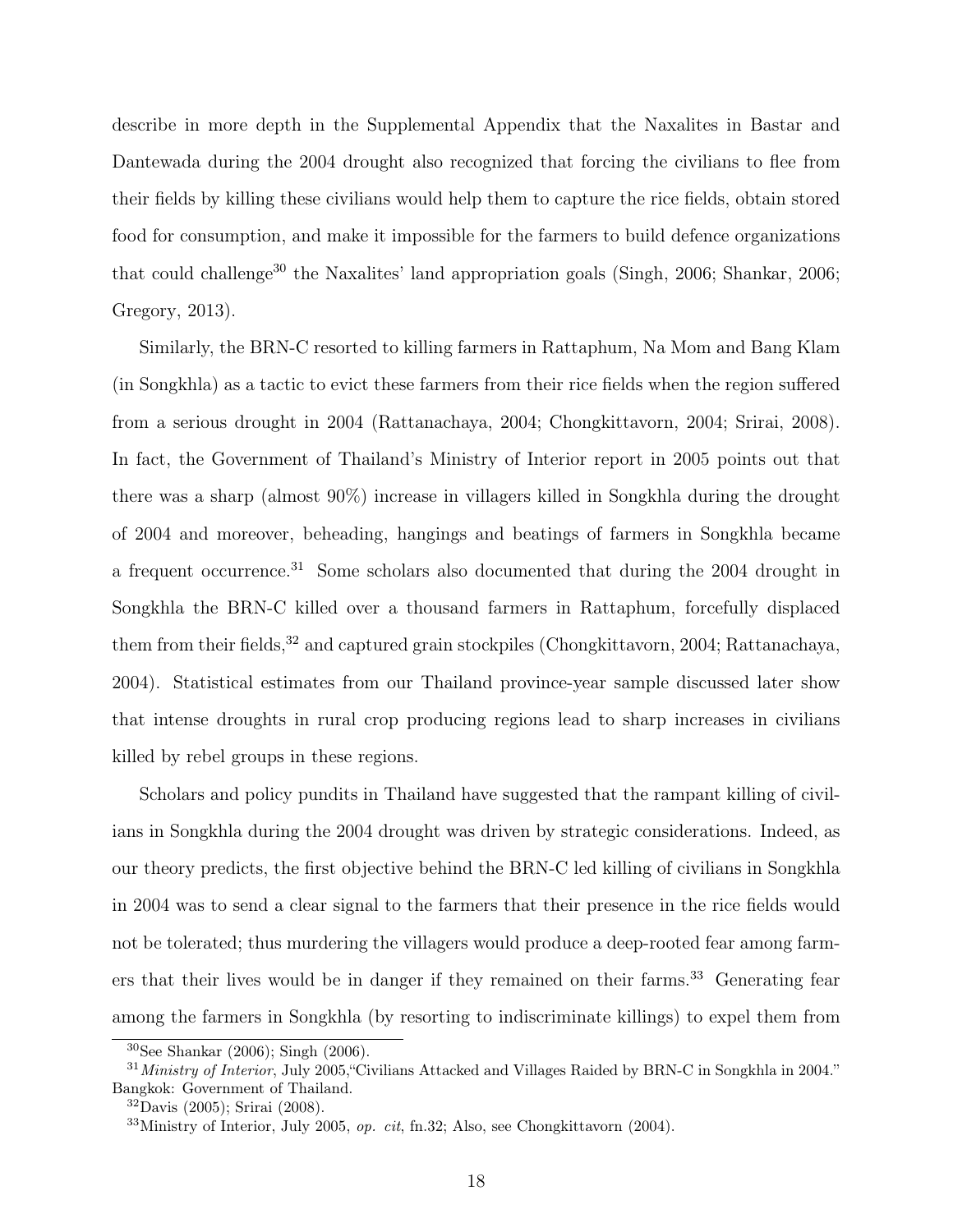describe in more depth in the Supplemental Appendix that the Naxalites in Bastar and Dantewada during the 2004 drought also recognized that forcing the civilians to flee from their fields by killing these civilians would help them to capture the rice fields, obtain stored food for consumption, and make it impossible for the farmers to build defence organizations that could challenge[30] the Naxalites' land appropriation goals (Singh, 2006; Shankar, 2006; Gregory, 2013).

Similarly, the BRN-C resorted to killing farmers in Rattaphum, Na Mom and Bang Klam (in Songkhla) as a tactic to evict these farmers from their rice fields when the region suffered from a serious drought in 2004 (Rattanachaya, 2004; Chongkittavorn, 2004; Srirai, 2008). In fact, the Government of Thailand's Ministry of Interior report in 2005 points out that there was a sharp (almost 90%) increase in villagers killed in Songkhla during the drought of 2004 and moreover, beheading, hangings and beatings of farmers in Songkhla became a frequent occurrence.[31] Some scholars also documented that during the 2004 drought in Songkhla the BRN-C killed over a thousand farmers in Rattaphum, forcefully displaced them from their fields,[32] and captured grain stockpiles (Chongkittavorn, 2004; Rattanachaya, 2004). Statistical estimates from our Thailand province-year sample discussed later show that intense droughts in rural crop producing regions lead to sharp increases in civilians killed by rebel groups in these regions.

Scholars and policy pundits in Thailand have suggested that the rampant killing of civilians in Songkhla during the 2004 drought was driven by strategic considerations. Indeed, as our theory predicts, the first objective behind the BRN-C led killing of civilians in Songkhla in 2004 was to send a clear signal to the farmers that their presence in the rice fields would not be tolerated; thus murdering the villagers would produce a deep-rooted fear among farmers that their lives would be in danger if they remained on their farms.[33] Generating fear among the farmers in Songkhla (by resorting to indiscriminate killings) to expel them from

[30] See Shankar (2006); Singh (2006).

[31] *Ministry of Interior*, July 2005,"Civilians Attacked and Villages Raided by BRN-C in Songkhla in 2004." Bangkok: Government of Thailand.

[32] Davis (2005); Srirai (2008).

[33] Ministry of Interior, July 2005, *op. cit*, fn.32; Also, see Chongkittavorn (2004).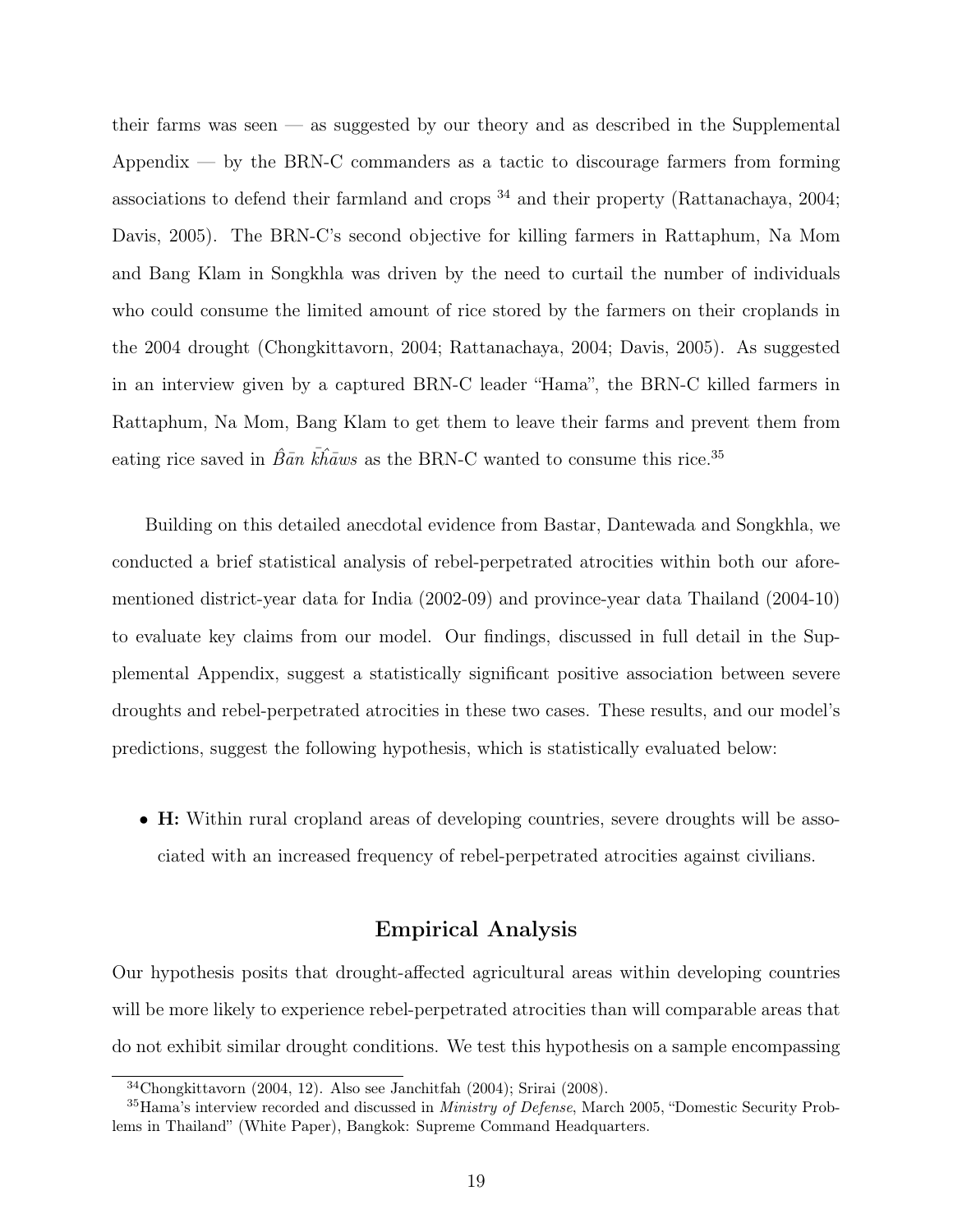their farms was seen — as suggested by our theory and as described in the Supplemental Appendix — by the BRN-C commanders as a tactic to discourage farmers from forming associations to defend their farmland and crops [34] and their property (Rattanachaya, 2004; Davis, 2005). The BRN-C's second objective for killing farmers in Rattaphum, Na Mom and Bang Klam in Songkhla was driven by the need to curtail the number of individuals who could consume the limited amount of rice stored by the farmers on their croplands in the 2004 drought (Chongkittavorn, 2004; Rattanachaya, 2004; Davis, 2005). As suggested in an interview given by a captured BRN-C leader "Hama", the BRN-C killed farmers in Rattaphum, Na Mom, Bang Klam to get them to leave their farms and prevent them from eating rice saved in *B̂ān k̄ĥāws* as the BRN-C wanted to consume this rice.[35]

Building on this detailed anecdotal evidence from Bastar, Dantewada and Songkhla, we conducted a brief statistical analysis of rebel-perpetrated atrocities within both our aforementioned district-year data for India (2002-09) and province-year data Thailand (2004-10) to evaluate key claims from our model. Our findings, discussed in full detail in the Supplemental Appendix, suggest a statistically significant positive association between severe droughts and rebel-perpetrated atrocities in these two cases. These results, and our model's predictions, suggest the following hypothesis, which is statistically evaluated below:

- **H:** Within rural cropland areas of developing countries, severe droughts will be associated with an increased frequency of rebel-perpetrated atrocities against civilians.

## Empirical Analysis

Our hypothesis posits that drought-affected agricultural areas within developing countries will be more likely to experience rebel-perpetrated atrocities than will comparable areas that do not exhibit similar drought conditions. We test this hypothesis on a sample encompassing

[34] Chongkittavorn (2004, 12). Also see Janchitfah (2004); Srirai (2008).

[35] Hama's interview recorded and discussed in *Ministry of Defense*, March 2005, "Domestic Security Problems in Thailand" (White Paper), Bangkok: Supreme Command Headquarters.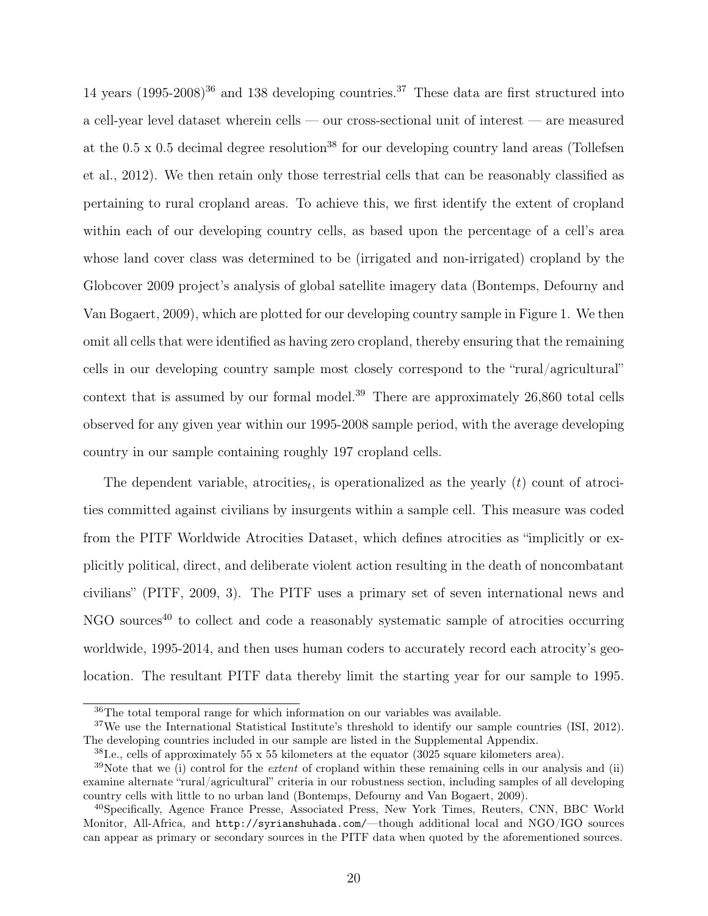14 years (1995-2008)[36] and 138 developing countries.[37] These data are first structured into a cell-year level dataset wherein cells — our cross-sectional unit of interest — are measured at the 0.5 x 0.5 decimal degree resolution[38] for our developing country land areas (Tollefsen et al., 2012). We then retain only those terrestrial cells that can be reasonably classified as pertaining to rural cropland areas. To achieve this, we first identify the extent of cropland within each of our developing country cells, as based upon the percentage of a cell's area whose land cover class was determined to be (irrigated and non-irrigated) cropland by the Globcover 2009 project's analysis of global satellite imagery data (Bontemps, Defourny and Van Bogaert, 2009), which are plotted for our developing country sample in Figure 1. We then omit all cells that were identified as having zero cropland, thereby ensuring that the remaining cells in our developing country sample most closely correspond to the "rural/agricultural" context that is assumed by our formal model.[39] There are approximately 26,860 total cells observed for any given year within our 1995-2008 sample period, with the average developing country in our sample containing roughly 197 cropland cells.

The dependent variable, atrocities$_t$, is operationalized as the yearly ($t$) count of atrocities committed against civilians by insurgents within a sample cell. This measure was coded from the PITF Worldwide Atrocities Dataset, which defines atrocities as "implicitly or explicitly political, direct, and deliberate violent action resulting in the death of noncombatant civilians" (PITF, 2009, 3). The PITF uses a primary set of seven international news and NGO sources[40] to collect and code a reasonably systematic sample of atrocities occurring worldwide, 1995-2014, and then uses human coders to accurately record each atrocity's geolocation. The resultant PITF data thereby limit the starting year for our sample to 1995.

---

[36] The total temporal range for which information on our variables was available.

[37] We use the International Statistical Institute's threshold to identify our sample countries (ISI, 2012). The developing countries included in our sample are listed in the Supplemental Appendix.

[38] I.e., cells of approximately 55 x 55 kilometers at the equator (3025 square kilometers area).

[39] Note that we (i) control for the *extent* of cropland within these remaining cells in our analysis and (ii) examine alternate "rural/agricultural" criteria in our robustness section, including samples of all developing country cells with little to no urban land (Bontemps, Defourny and Van Bogaert, 2009).

[40] Specifically, Agence France Presse, Associated Press, New York Times, Reuters, CNN, BBC World Monitor, All-Africa, and `http://syrianshuhada.com/`—though additional local and NGO/IGO sources can appear as primary or secondary sources in the PITF data when quoted by the aforementioned sources.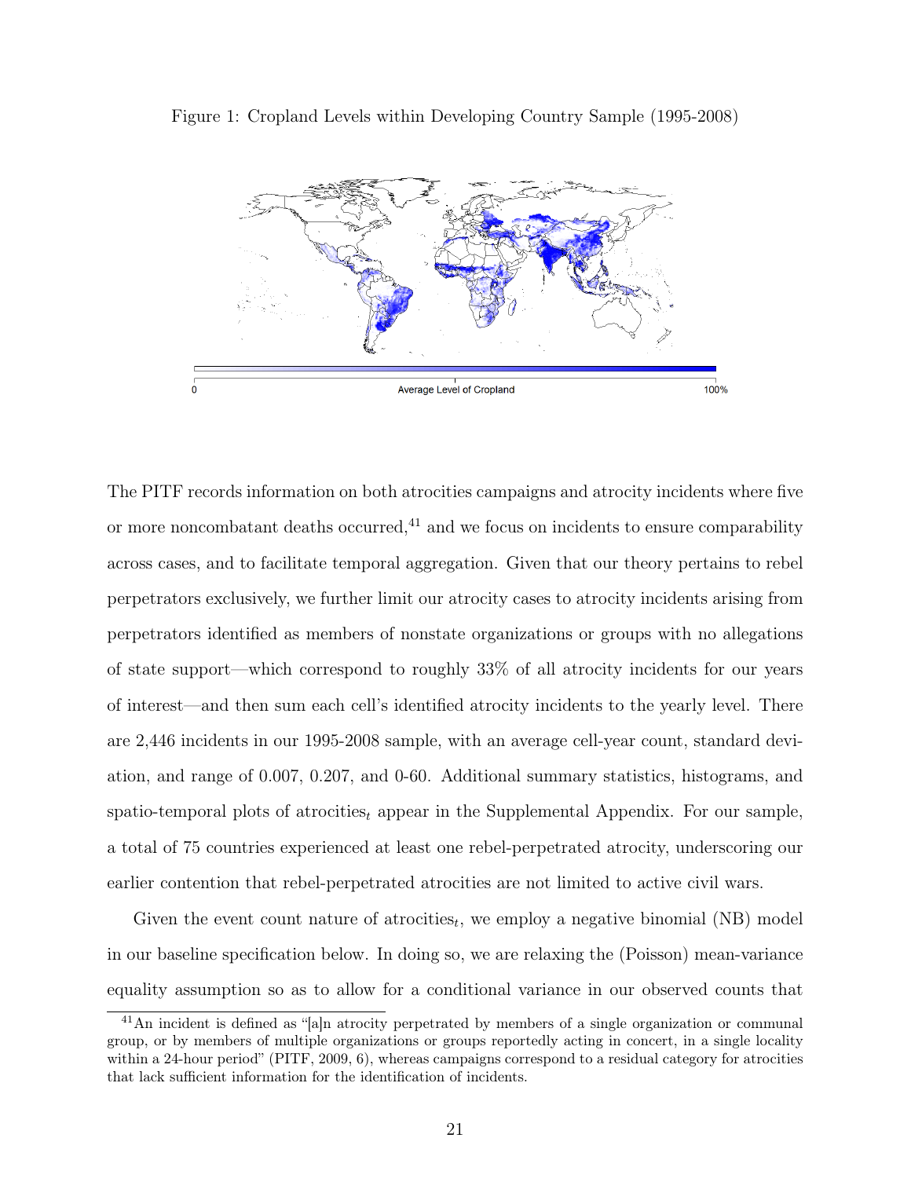Figure 1: Cropland Levels within Developing Country Sample (1995-2008)

The PITF records information on both atrocities campaigns and atrocity incidents where five or more noncombatant deaths occurred,[41] and we focus on incidents to ensure comparability across cases, and to facilitate temporal aggregation. Given that our theory pertains to rebel perpetrators exclusively, we further limit our atrocity cases to atrocity incidents arising from perpetrators identified as members of nonstate organizations or groups with no allegations of state support—which correspond to roughly 33% of all atrocity incidents for our years of interest—and then sum each cell's identified atrocity incidents to the yearly level. There are 2,446 incidents in our 1995-2008 sample, with an average cell-year count, standard deviation, and range of 0.007, 0.207, and 0-60. Additional summary statistics, histograms, and spatio-temporal plots of atrocities$_t$ appear in the Supplemental Appendix. For our sample, a total of 75 countries experienced at least one rebel-perpetrated atrocity, underscoring our earlier contention that rebel-perpetrated atrocities are not limited to active civil wars.

Given the event count nature of atrocities$_t$, we employ a negative binomial (NB) model in our baseline specification below. In doing so, we are relaxing the (Poisson) mean-variance equality assumption so as to allow for a conditional variance in our observed counts that

[41] An incident is defined as "[a]n atrocity perpetrated by members of a single organization or communal group, or by members of multiple organizations or groups reportedly acting in concert, in a single locality within a 24-hour period" (PITF, 2009, 6), whereas campaigns correspond to a residual category for atrocities that lack sufficient information for the identification of incidents.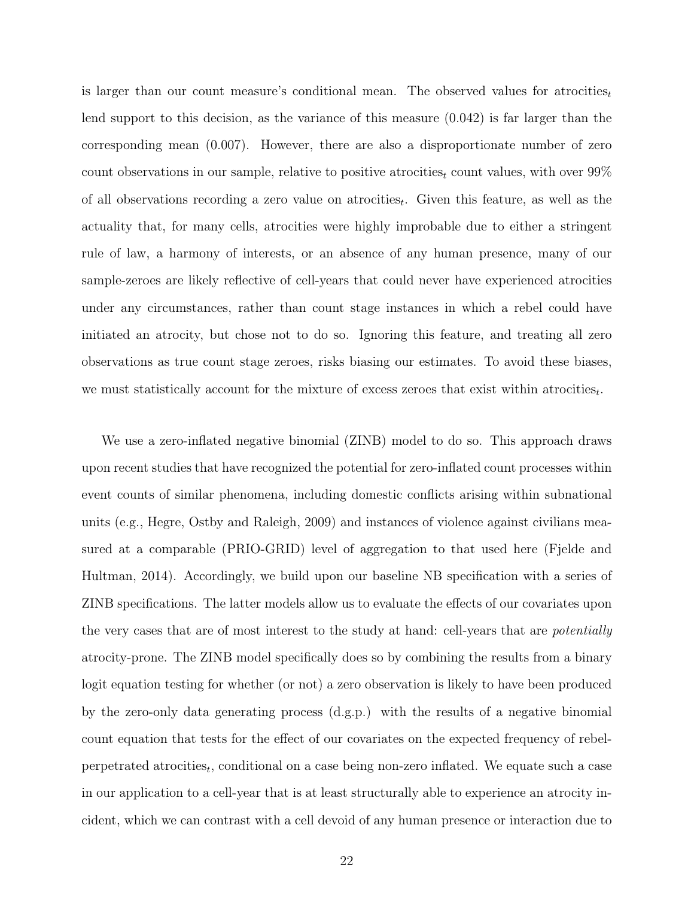is larger than our count measure's conditional mean. The observed values for atrocities$_t$ lend support to this decision, as the variance of this measure (0.042) is far larger than the corresponding mean (0.007). However, there are also a disproportionate number of zero count observations in our sample, relative to positive atrocities$_t$ count values, with over 99% of all observations recording a zero value on atrocities$_t$. Given this feature, as well as the actuality that, for many cells, atrocities were highly improbable due to either a stringent rule of law, a harmony of interests, or an absence of any human presence, many of our sample-zeroes are likely reflective of cell-years that could never have experienced atrocities under any circumstances, rather than count stage instances in which a rebel could have initiated an atrocity, but chose not to do so. Ignoring this feature, and treating all zero observations as true count stage zeroes, risks biasing our estimates. To avoid these biases, we must statistically account for the mixture of excess zeroes that exist within atrocities$_t$.

We use a zero-inflated negative binomial (ZINB) model to do so. This approach draws upon recent studies that have recognized the potential for zero-inflated count processes within event counts of similar phenomena, including domestic conflicts arising within subnational units (e.g., Hegre, Ostby and Raleigh, 2009) and instances of violence against civilians measured at a comparable (PRIO-GRID) level of aggregation to that used here (Fjelde and Hultman, 2014). Accordingly, we build upon our baseline NB specification with a series of ZINB specifications. The latter models allow us to evaluate the effects of our covariates upon the very cases that are of most interest to the study at hand: cell-years that are *potentially* atrocity-prone. The ZINB model specifically does so by combining the results from a binary logit equation testing for whether (or not) a zero observation is likely to have been produced by the zero-only data generating process (d.g.p.) with the results of a negative binomial count equation that tests for the effect of our covariates on the expected frequency of rebel-perpetrated atrocities$_t$, conditional on a case being non-zero inflated. We equate such a case in our application to a cell-year that is at least structurally able to experience an atrocity incident, which we can contrast with a cell devoid of any human presence or interaction due to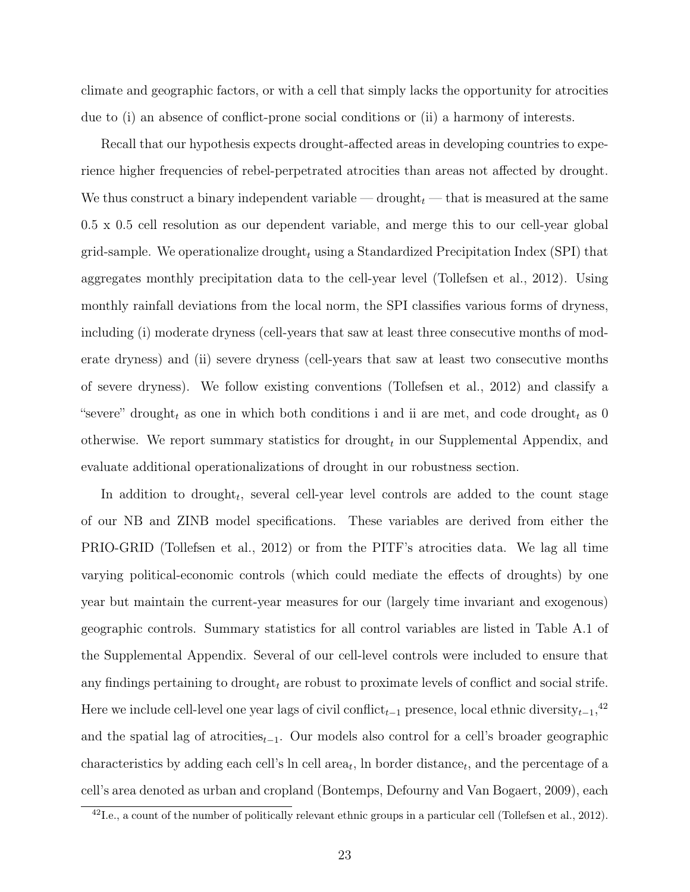climate and geographic factors, or with a cell that simply lacks the opportunity for atrocities due to (i) an absence of conflict-prone social conditions or (ii) a harmony of interests.

Recall that our hypothesis expects drought-affected areas in developing countries to experience higher frequencies of rebel-perpetrated atrocities than areas not affected by drought. We thus construct a binary independent variable — $\text{drought}_t$ — that is measured at the same 0.5 x 0.5 cell resolution as our dependent variable, and merge this to our cell-year global grid-sample. We operationalize $\text{drought}_t$ using a Standardized Precipitation Index (SPI) that aggregates monthly precipitation data to the cell-year level (Tollefsen et al., 2012). Using monthly rainfall deviations from the local norm, the SPI classifies various forms of dryness, including (i) moderate dryness (cell-years that saw at least three consecutive months of moderate dryness) and (ii) severe dryness (cell-years that saw at least two consecutive months of severe dryness). We follow existing conventions (Tollefsen et al., 2012) and classify a "severe" $\text{drought}_t$ as one in which both conditions i and ii are met, and code $\text{drought}_t$ as 0 otherwise. We report summary statistics for $\text{drought}_t$ in our Supplemental Appendix, and evaluate additional operationalizations of drought in our robustness section.

In addition to $\text{drought}_t$, several cell-year level controls are added to the count stage of our NB and ZINB model specifications. These variables are derived from either the PRIO-GRID (Tollefsen et al., 2012) or from the PITF's atrocities data. We lag all time varying political-economic controls (which could mediate the effects of droughts) by one year but maintain the current-year measures for our (largely time invariant and exogenous) geographic controls. Summary statistics for all control variables are listed in Table A.1 of the Supplemental Appendix. Several of our cell-level controls were included to ensure that any findings pertaining to $\text{drought}_t$ are robust to proximate levels of conflict and social strife. Here we include cell-level one year lags of civil $\text{conflict}_{t-1}$ presence, local ethnic $\text{diversity}_{t-1}$,[42] and the spatial lag of $\text{atrocities}_{t-1}$. Our models also control for a cell's broader geographic characteristics by adding each cell's ln cell $\text{area}_t$, ln border $\text{distance}_t$, and the percentage of a cell's area denoted as urban and cropland (Bontemps, Defourny and Van Bogaert, 2009), each

[42] I.e., a count of the number of politically relevant ethnic groups in a particular cell (Tollefsen et al., 2012).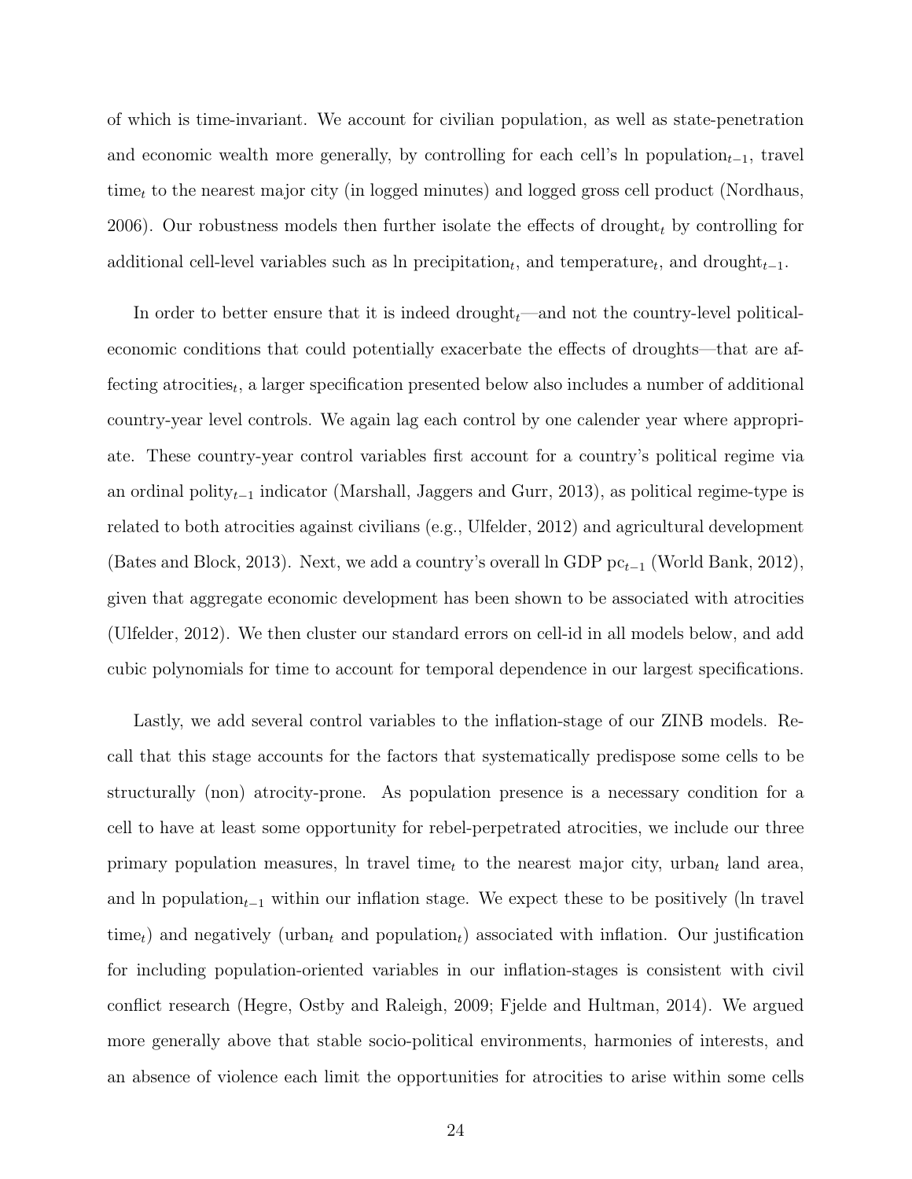of which is time-invariant. We account for civilian population, as well as state-penetration and economic wealth more generally, by controlling for each cell's ln population$_{t-1}$, travel time$_t$ to the nearest major city (in logged minutes) and logged gross cell product (Nordhaus, 2006). Our robustness models then further isolate the effects of drought$_t$ by controlling for additional cell-level variables such as ln precipitation$_t$, and temperature$_t$, and drought$_{t-1}$.

In order to better ensure that it is indeed drought$_t$—and not the country-level political-economic conditions that could potentially exacerbate the effects of droughts—that are affecting atrocities$_t$, a larger specification presented below also includes a number of additional country-year level controls. We again lag each control by one calender year where appropriate. These country-year control variables first account for a country's political regime via an ordinal polity$_{t-1}$ indicator (Marshall, Jaggers and Gurr, 2013), as political regime-type is related to both atrocities against civilians (e.g., Ulfelder, 2012) and agricultural development (Bates and Block, 2013). Next, we add a country's overall ln GDP pc$_{t-1}$ (World Bank, 2012), given that aggregate economic development has been shown to be associated with atrocities (Ulfelder, 2012). We then cluster our standard errors on cell-id in all models below, and add cubic polynomials for time to account for temporal dependence in our largest specifications.

Lastly, we add several control variables to the inflation-stage of our ZINB models. Recall that this stage accounts for the factors that systematically predispose some cells to be structurally (non) atrocity-prone. As population presence is a necessary condition for a cell to have at least some opportunity for rebel-perpetrated atrocities, we include our three primary population measures, ln travel time$_t$ to the nearest major city, urban$_t$ land area, and ln population$_{t-1}$ within our inflation stage. We expect these to be positively (ln travel time$_t$) and negatively (urban$_t$ and population$_t$) associated with inflation. Our justification for including population-oriented variables in our inflation-stages is consistent with civil conflict research (Hegre, Ostby and Raleigh, 2009; Fjelde and Hultman, 2014). We argued more generally above that stable socio-political environments, harmonies of interests, and an absence of violence each limit the opportunities for atrocities to arise within some cells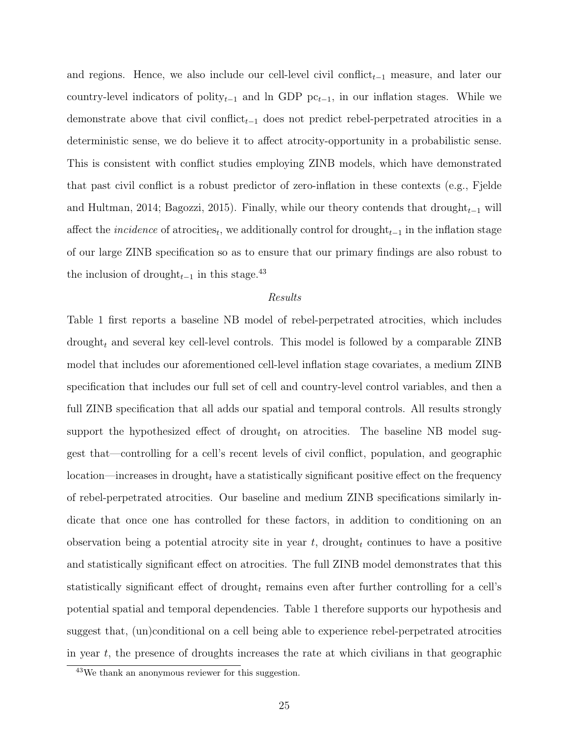and regions. Hence, we also include our cell-level civil conflict$_{t-1}$ measure, and later our country-level indicators of polity$_{t-1}$ and ln GDP pc$_{t-1}$, in our inflation stages. While we demonstrate above that civil conflict$_{t-1}$ does not predict rebel-perpetrated atrocities in a deterministic sense, we do believe it to affect atrocity-opportunity in a probabilistic sense. This is consistent with conflict studies employing ZINB models, which have demonstrated that past civil conflict is a robust predictor of zero-inflation in these contexts (e.g., Fjelde and Hultman, 2014; Bagozzi, 2015). Finally, while our theory contends that drought$_{t-1}$ will affect the *incidence* of atrocities$_t$, we additionally control for drought$_{t-1}$ in the inflation stage of our large ZINB specification so as to ensure that our primary findings are also robust to the inclusion of drought$_{t-1}$ in this stage.[43]

*Results*

Table 1 first reports a baseline NB model of rebel-perpetrated atrocities, which includes drought$_t$ and several key cell-level controls. This model is followed by a comparable ZINB model that includes our aforementioned cell-level inflation stage covariates, a medium ZINB specification that includes our full set of cell and country-level control variables, and then a full ZINB specification that all adds our spatial and temporal controls. All results strongly support the hypothesized effect of drought$_t$ on atrocities. The baseline NB model suggest that—controlling for a cell's recent levels of civil conflict, population, and geographic location—increases in drought$_t$ have a statistically significant positive effect on the frequency of rebel-perpetrated atrocities. Our baseline and medium ZINB specifications similarly indicate that once one has controlled for these factors, in addition to conditioning on an observation being a potential atrocity site in year $t$, drought$_t$ continues to have a positive and statistically significant effect on atrocities. The full ZINB model demonstrates that this statistically significant effect of drought$_t$ remains even after further controlling for a cell's potential spatial and temporal dependencies. Table 1 therefore supports our hypothesis and suggest that, (un)conditional on a cell being able to experience rebel-perpetrated atrocities in year $t$, the presence of droughts increases the rate at which civilians in that geographic

[43] We thank an anonymous reviewer for this suggestion.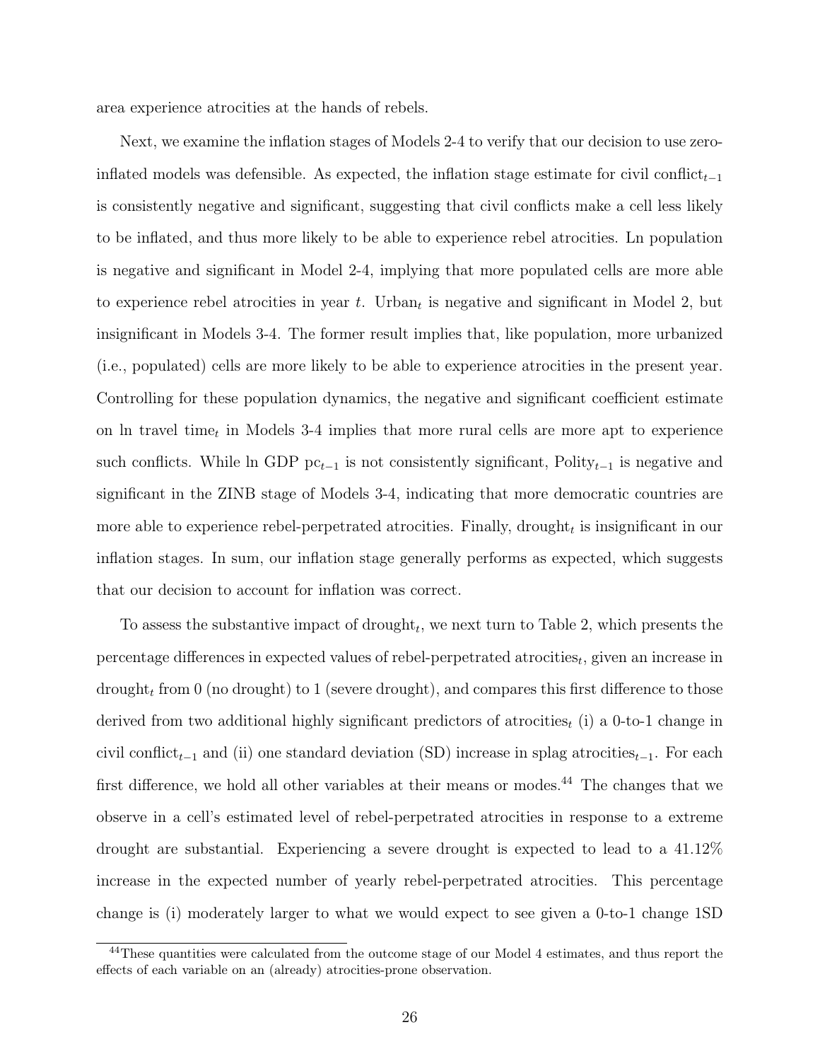area experience atrocities at the hands of rebels.

Next, we examine the inflation stages of Models 2-4 to verify that our decision to use zero-inflated models was defensible. As expected, the inflation stage estimate for civil conflict$_{t-1}$ is consistently negative and significant, suggesting that civil conflicts make a cell less likely to be inflated, and thus more likely to be able to experience rebel atrocities. Ln population is negative and significant in Model 2-4, implying that more populated cells are more able to experience rebel atrocities in year $t$. Urban$_t$ is negative and significant in Model 2, but insignificant in Models 3-4. The former result implies that, like population, more urbanized (i.e., populated) cells are more likely to be able to experience atrocities in the present year. Controlling for these population dynamics, the negative and significant coefficient estimate on ln travel time$_t$ in Models 3-4 implies that more rural cells are more apt to experience such conflicts. While ln GDP pc$_{t-1}$ is not consistently significant, Polity$_{t-1}$ is negative and significant in the ZINB stage of Models 3-4, indicating that more democratic countries are more able to experience rebel-perpetrated atrocities. Finally, drought$_t$ is insignificant in our inflation stages. In sum, our inflation stage generally performs as expected, which suggests that our decision to account for inflation was correct.

To assess the substantive impact of drought$_t$, we next turn to Table 2, which presents the percentage differences in expected values of rebel-perpetrated atrocities$_t$, given an increase in drought$_t$ from 0 (no drought) to 1 (severe drought), and compares this first difference to those derived from two additional highly significant predictors of atrocities$_t$ (i) a 0-to-1 change in civil conflict$_{t-1}$ and (ii) one standard deviation (SD) increase in splag atrocities$_{t-1}$. For each first difference, we hold all other variables at their means or modes.[44] The changes that we observe in a cell's estimated level of rebel-perpetrated atrocities in response to a extreme drought are substantial. Experiencing a severe drought is expected to lead to a 41.12% increase in the expected number of yearly rebel-perpetrated atrocities. This percentage change is (i) moderately larger to what we would expect to see given a 0-to-1 change 1SD

[44]These quantities were calculated from the outcome stage of our Model 4 estimates, and thus report the effects of each variable on an (already) atrocities-prone observation.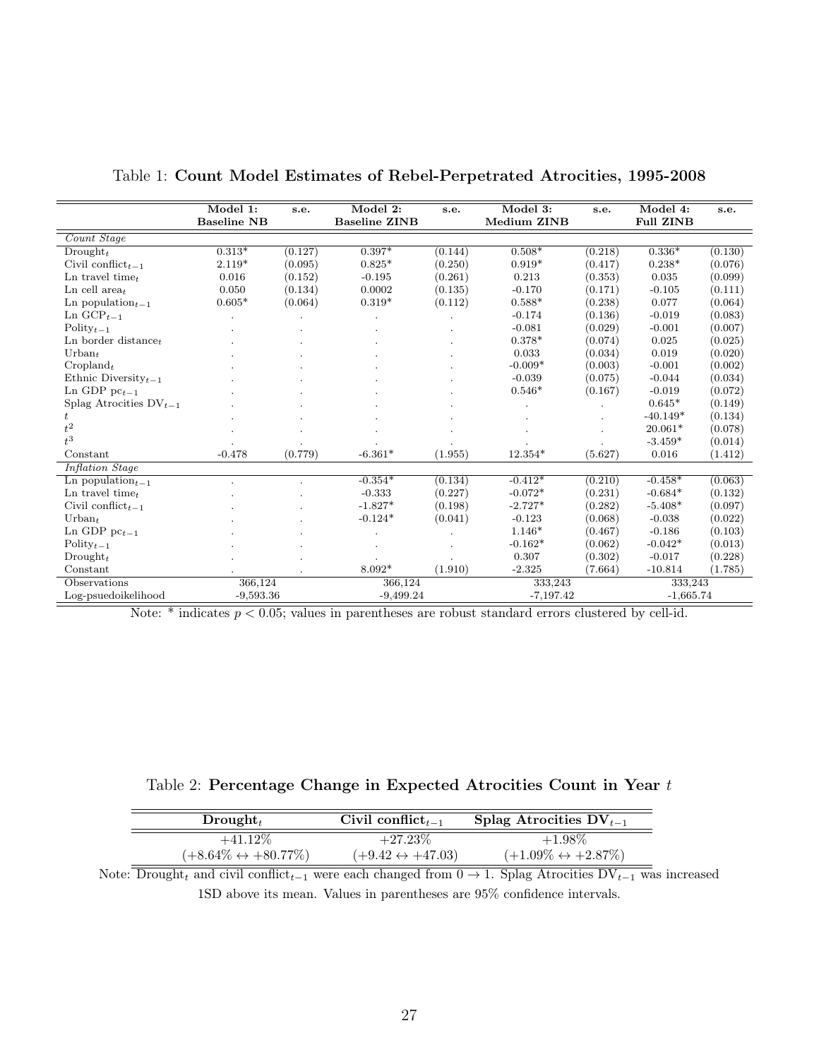Table 1: **Count Model Estimates of Rebel-Perpetrated Atrocities, 1995-2008**

| | **Model 1: Baseline NB** | **s.e.** | **Model 2: Baseline ZINB** | **s.e.** | **Model 3: Medium ZINB** | **s.e.** | **Model 4: Full ZINB** | **s.e.** |
|---|---|---|---|---|---|---|---|---|
| *Count Stage* | | | | | | | | |
| $\text{Drought}_t$ | 0.313* | (0.127) | 0.397* | (0.144) | 0.508* | (0.218) | 0.336* | (0.130) |
| $\text{Civil conflict}_{t-1}$ | 2.119* | (0.095) | 0.825* | (0.250) | 0.919* | (0.417) | 0.238* | (0.076) |
| $\text{Ln travel time}_t$ | 0.016 | (0.152) | -0.195 | (0.261) | 0.213 | (0.353) | 0.035 | (0.099) |
| $\text{Ln cell area}_t$ | 0.050 | (0.134) | 0.0002 | (0.135) | -0.170 | (0.171) | -0.105 | (0.111) |
| $\text{Ln population}_{t-1}$ | 0.605* | (0.064) | 0.319* | (0.112) | 0.588* | (0.238) | 0.077 | (0.064) |
| $\text{Ln GCP}_{t-1}$ | . | . | . | . | -0.174 | (0.136) | -0.019 | (0.083) |
| $\text{Polity}_{t-1}$ | . | . | . | . | -0.081 | (0.029) | -0.001 | (0.007) |
| $\text{Ln border distance}_t$ | . | . | . | . | 0.378* | (0.074) | 0.025 | (0.025) |
| $\text{Urban}_t$ | . | . | . | . | 0.033 | (0.034) | 0.019 | (0.020) |
| $\text{Cropland}_t$ | . | . | . | . | -0.009* | (0.003) | -0.001 | (0.002) |
| $\text{Ethnic Diversity}_{t-1}$ | . | . | . | . | -0.039 | (0.075) | -0.044 | (0.034) |
| $\text{Ln GDP pc}_{t-1}$ | . | . | . | . | 0.546* | (0.167) | -0.019 | (0.072) |
| $\text{Splag Atrocities DV}_{t-1}$ | . | . | . | . | . | . | 0.645* | (0.149) |
| $t$ | . | . | . | . | . | . | -40.149* | (0.134) |
| $t^2$ | . | . | . | . | . | . | 20.061* | (0.078) |
| $t^3$ | . | . | . | . | . | . | -3.459* | (0.014) |
| Constant | -0.478 | (0.779) | -6.361* | (1.955) | 12.354* | (5.627) | 0.016 | (1.412) |
| *Inflation Stage* | | | | | | | | |
| $\text{Ln population}_{t-1}$ | . | . | -0.354* | (0.134) | -0.412* | (0.210) | -0.458* | (0.063) |
| $\text{Ln travel time}_t$ | . | . | -0.333 | (0.227) | -0.072* | (0.231) | -0.684* | (0.132) |
| $\text{Civil conflict}_{t-1}$ | . | . | -1.827* | (0.198) | -2.727* | (0.282) | -5.408* | (0.097) |
| $\text{Urban}_t$ | . | . | -0.124* | (0.041) | -0.123 | (0.068) | -0.038 | (0.022) |
| $\text{Ln GDP pc}_{t-1}$ | . | . | . | . | 1.146* | (0.467) | -0.186 | (0.103) |
| $\text{Polity}_{t-1}$ | . | . | . | . | -0.162* | (0.062) | -0.042* | (0.013) |
| $\text{Drought}_t$ | . | . | . | . | 0.307 | (0.302) | -0.017 | (0.228) |
| Constant | . | . | 8.092* | (1.910) | -2.325 | (7.664) | -10.814 | (1.785) |
| Observations | 366,124 | | 366,124 | | 333,243 | | 333,243 | |
| Log-psuedoikelihood | -9,593.36 | | -9,499.24 | | -7,197.42 | | -1,665.74 | |

Note: * indicates $p < 0.05$; values in parentheses are robust standard errors clustered by cell-id.

Table 2: **Percentage Change in Expected Atrocities Count in Year** $t$

| $\textbf{Drought}_t$ | $\textbf{Civil conflict}_{t-1}$ | $\textbf{Splag Atrocities DV}_{t-1}$ |
|---|---|---|
| +41.12% | +27.23% | +1.98% |
| (+8.64% $\leftrightarrow$ +80.77%) | (+9.42 $\leftrightarrow$ +47.03) | (+1.09% $\leftrightarrow$ +2.87%) |

Note: $\text{Drought}_t$ and civil $\text{conflict}_{t-1}$ were each changed from $0 \rightarrow 1$. Splag Atrocities $\text{DV}_{t-1}$ was increased 1SD above its mean. Values in parentheses are 95% confidence intervals.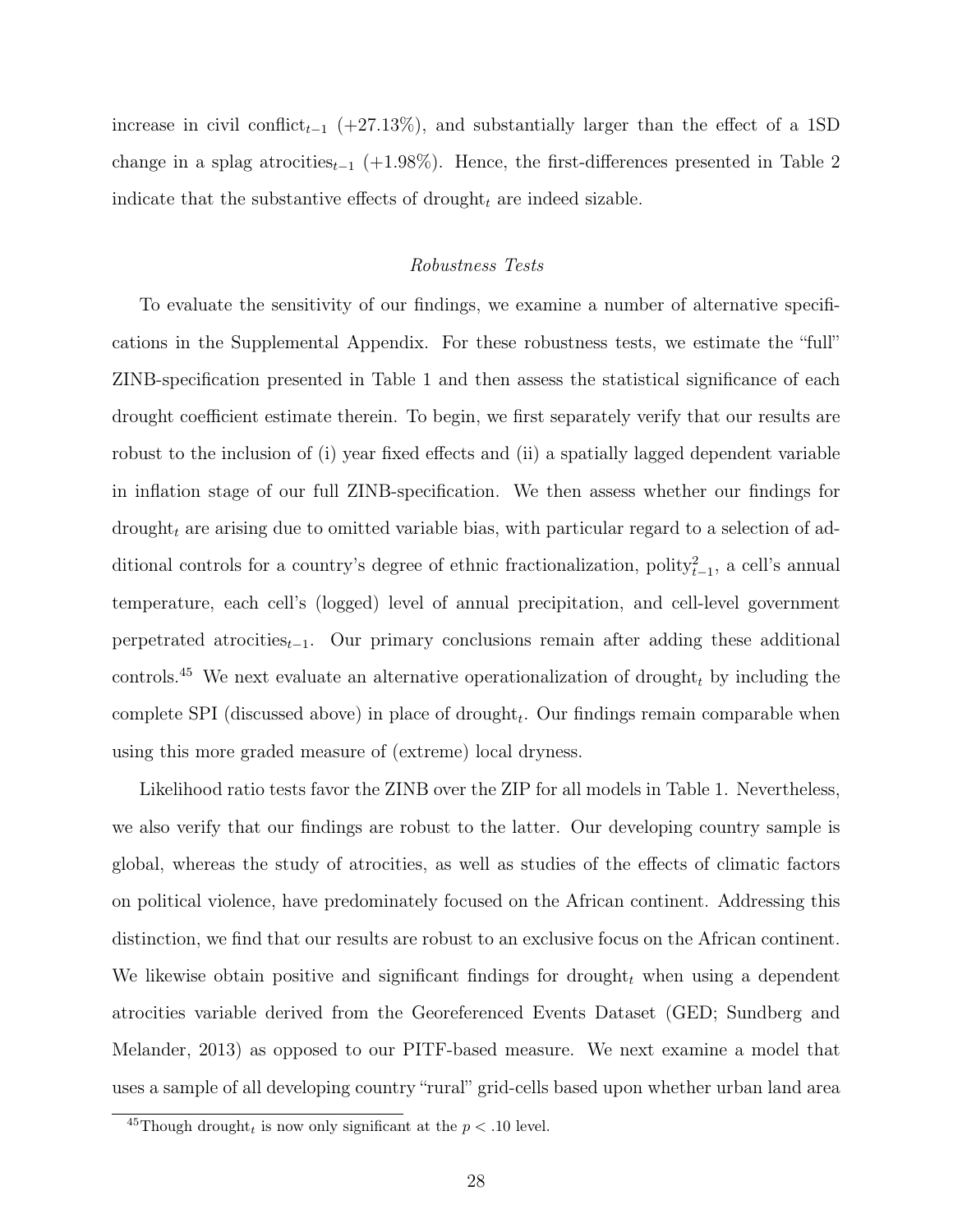increase in civil conflict$_{t-1}$ (+27.13%), and substantially larger than the effect of a 1SD change in a splag atrocities$_{t-1}$ (+1.98%). Hence, the first-differences presented in Table 2 indicate that the substantive effects of drought$_t$ are indeed sizable.

### *Robustness Tests*

To evaluate the sensitivity of our findings, we examine a number of alternative specifications in the Supplemental Appendix. For these robustness tests, we estimate the "full" ZINB-specification presented in Table 1 and then assess the statistical significance of each drought coefficient estimate therein. To begin, we first separately verify that our results are robust to the inclusion of (i) year fixed effects and (ii) a spatially lagged dependent variable in inflation stage of our full ZINB-specification. We then assess whether our findings for drought$_t$ are arising due to omitted variable bias, with particular regard to a selection of additional controls for a country's degree of ethnic fractionalization, polity$^2_{t-1}$, a cell's annual temperature, each cell's (logged) level of annual precipitation, and cell-level government perpetrated atrocities$_{t-1}$. Our primary conclusions remain after adding these additional controls.[45] We next evaluate an alternative operationalization of drought$_t$ by including the complete SPI (discussed above) in place of drought$_t$. Our findings remain comparable when using this more graded measure of (extreme) local dryness.

Likelihood ratio tests favor the ZINB over the ZIP for all models in Table 1. Nevertheless, we also verify that our findings are robust to the latter. Our developing country sample is global, whereas the study of atrocities, as well as studies of the effects of climatic factors on political violence, have predominately focused on the African continent. Addressing this distinction, we find that our results are robust to an exclusive focus on the African continent. We likewise obtain positive and significant findings for drought$_t$ when using a dependent atrocities variable derived from the Georeferenced Events Dataset (GED; Sundberg and Melander, 2013) as opposed to our PITF-based measure. We next examine a model that uses a sample of all developing country "rural" grid-cells based upon whether urban land area

[45] Though drought$_t$ is now only significant at the $p < .10$ level.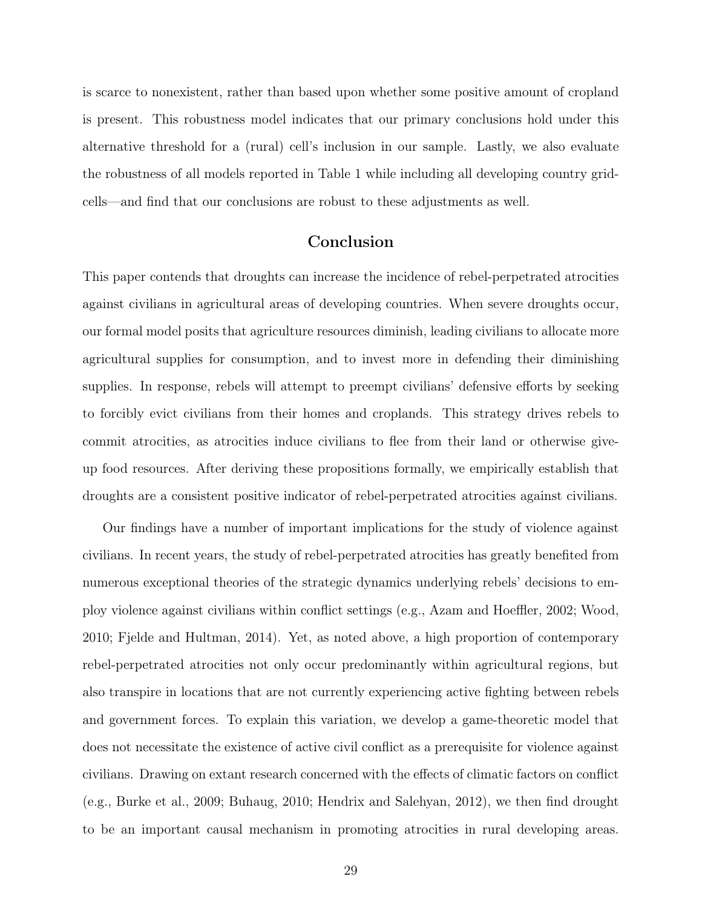is scarce to nonexistent, rather than based upon whether some positive amount of cropland is present. This robustness model indicates that our primary conclusions hold under this alternative threshold for a (rural) cell's inclusion in our sample. Lastly, we also evaluate the robustness of all models reported in Table 1 while including all developing country grid-cells—and find that our conclusions are robust to these adjustments as well.

## Conclusion

This paper contends that droughts can increase the incidence of rebel-perpetrated atrocities against civilians in agricultural areas of developing countries. When severe droughts occur, our formal model posits that agriculture resources diminish, leading civilians to allocate more agricultural supplies for consumption, and to invest more in defending their diminishing supplies. In response, rebels will attempt to preempt civilians' defensive efforts by seeking to forcibly evict civilians from their homes and croplands. This strategy drives rebels to commit atrocities, as atrocities induce civilians to flee from their land or otherwise give-up food resources. After deriving these propositions formally, we empirically establish that droughts are a consistent positive indicator of rebel-perpetrated atrocities against civilians.

Our findings have a number of important implications for the study of violence against civilians. In recent years, the study of rebel-perpetrated atrocities has greatly benefited from numerous exceptional theories of the strategic dynamics underlying rebels' decisions to employ violence against civilians within conflict settings (e.g., Azam and Hoeffler, 2002; Wood, 2010; Fjelde and Hultman, 2014). Yet, as noted above, a high proportion of contemporary rebel-perpetrated atrocities not only occur predominantly within agricultural regions, but also transpire in locations that are not currently experiencing active fighting between rebels and government forces. To explain this variation, we develop a game-theoretic model that does not necessitate the existence of active civil conflict as a prerequisite for violence against civilians. Drawing on extant research concerned with the effects of climatic factors on conflict (e.g., Burke et al., 2009; Buhaug, 2010; Hendrix and Salehyan, 2012), we then find drought to be an important causal mechanism in promoting atrocities in rural developing areas.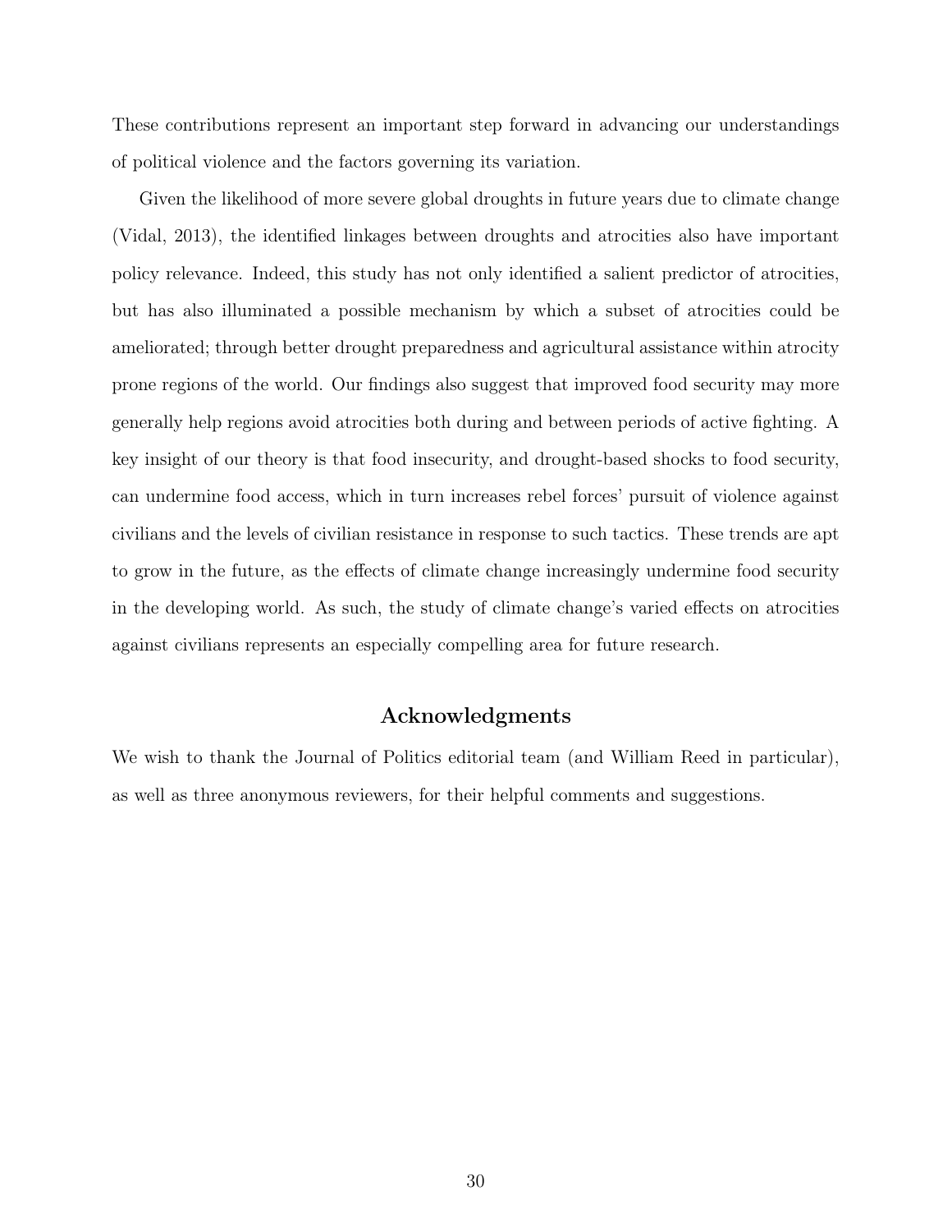These contributions represent an important step forward in advancing our understandings of political violence and the factors governing its variation.

Given the likelihood of more severe global droughts in future years due to climate change (Vidal, 2013), the identified linkages between droughts and atrocities also have important policy relevance. Indeed, this study has not only identified a salient predictor of atrocities, but has also illuminated a possible mechanism by which a subset of atrocities could be ameliorated; through better drought preparedness and agricultural assistance within atrocity prone regions of the world. Our findings also suggest that improved food security may more generally help regions avoid atrocities both during and between periods of active fighting. A key insight of our theory is that food insecurity, and drought-based shocks to food security, can undermine food access, which in turn increases rebel forces' pursuit of violence against civilians and the levels of civilian resistance in response to such tactics. These trends are apt to grow in the future, as the effects of climate change increasingly undermine food security in the developing world. As such, the study of climate change's varied effects on atrocities against civilians represents an especially compelling area for future research.

## Acknowledgments

We wish to thank the Journal of Politics editorial team (and William Reed in particular), as well as three anonymous reviewers, for their helpful comments and suggestions.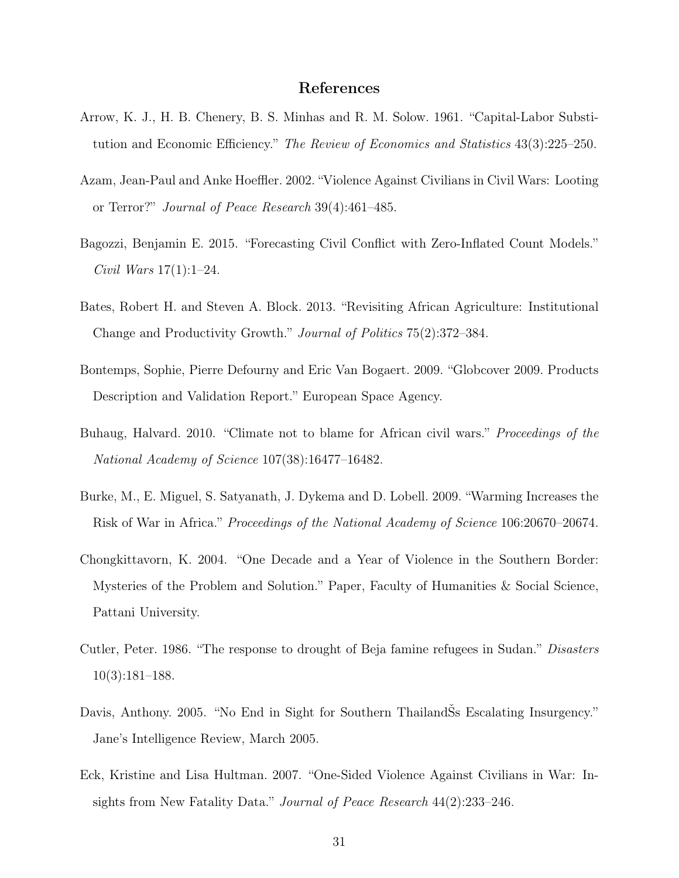## References

Arrow, K. J., H. B. Chenery, B. S. Minhas and R. M. Solow. 1961. "Capital-Labor Substitution and Economic Efficiency." *The Review of Economics and Statistics* 43(3):225–250.

Azam, Jean-Paul and Anke Hoeffler. 2002. "Violence Against Civilians in Civil Wars: Looting or Terror?" *Journal of Peace Research* 39(4):461–485.

Bagozzi, Benjamin E. 2015. "Forecasting Civil Conflict with Zero-Inflated Count Models." *Civil Wars* 17(1):1–24.

Bates, Robert H. and Steven A. Block. 2013. "Revisiting African Agriculture: Institutional Change and Productivity Growth." *Journal of Politics* 75(2):372–384.

Bontemps, Sophie, Pierre Defourny and Eric Van Bogaert. 2009. "Globcover 2009. Products Description and Validation Report." European Space Agency.

Buhaug, Halvard. 2010. "Climate not to blame for African civil wars." *Proceedings of the National Academy of Science* 107(38):16477–16482.

Burke, M., E. Miguel, S. Satyanath, J. Dykema and D. Lobell. 2009. "Warming Increases the Risk of War in Africa." *Proceedings of the National Academy of Science* 106:20670–20674.

Chongkittavorn, K. 2004. "One Decade and a Year of Violence in the Southern Border: Mysteries of the Problem and Solution." Paper, Faculty of Humanities & Social Science, Pattani University.

Cutler, Peter. 1986. "The response to drought of Beja famine refugees in Sudan." *Disasters* 10(3):181–188.

Davis, Anthony. 2005. "No End in Sight for Southern ThailandŠs Escalating Insurgency." Jane's Intelligence Review, March 2005.

Eck, Kristine and Lisa Hultman. 2007. "One-Sided Violence Against Civilians in War: Insights from New Fatality Data." *Journal of Peace Research* 44(2):233–246.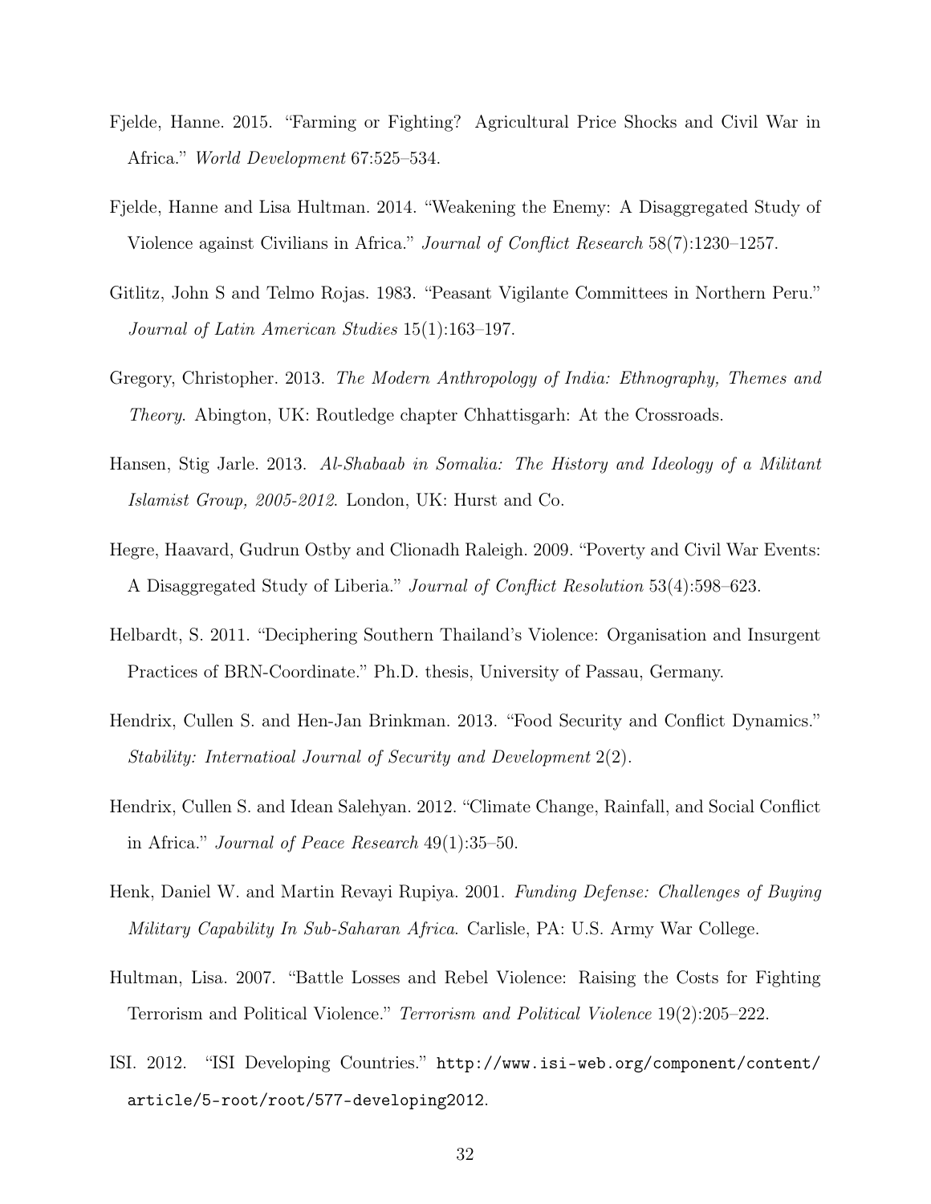Fjelde, Hanne. 2015. "Farming or Fighting? Agricultural Price Shocks and Civil War in Africa." *World Development* 67:525–534.

Fjelde, Hanne and Lisa Hultman. 2014. "Weakening the Enemy: A Disaggregated Study of Violence against Civilians in Africa." *Journal of Conflict Research* 58(7):1230–1257.

Gitlitz, John S and Telmo Rojas. 1983. "Peasant Vigilante Committees in Northern Peru." *Journal of Latin American Studies* 15(1):163–197.

Gregory, Christopher. 2013. *The Modern Anthropology of India: Ethnography, Themes and Theory*. Abington, UK: Routledge chapter Chhattisgarh: At the Crossroads.

Hansen, Stig Jarle. 2013. *Al-Shabaab in Somalia: The History and Ideology of a Militant Islamist Group, 2005-2012*. London, UK: Hurst and Co.

Hegre, Haavard, Gudrun Ostby and Clionadh Raleigh. 2009. "Poverty and Civil War Events: A Disaggregated Study of Liberia." *Journal of Conflict Resolution* 53(4):598–623.

Helbardt, S. 2011. "Deciphering Southern Thailand's Violence: Organisation and Insurgent Practices of BRN-Coordinate." Ph.D. thesis, University of Passau, Germany.

Hendrix, Cullen S. and Hen-Jan Brinkman. 2013. "Food Security and Conflict Dynamics." *Stability: Internatioal Journal of Security and Development* 2(2).

Hendrix, Cullen S. and Idean Salehyan. 2012. "Climate Change, Rainfall, and Social Conflict in Africa." *Journal of Peace Research* 49(1):35–50.

Henk, Daniel W. and Martin Revayi Rupiya. 2001. *Funding Defense: Challenges of Buying Military Capability In Sub-Saharan Africa*. Carlisle, PA: U.S. Army War College.

Hultman, Lisa. 2007. "Battle Losses and Rebel Violence: Raising the Costs for Fighting Terrorism and Political Violence." *Terrorism and Political Violence* 19(2):205–222.

ISI. 2012. "ISI Developing Countries." http://www.isi-web.org/component/content/article/5-root/root/577-developing2012.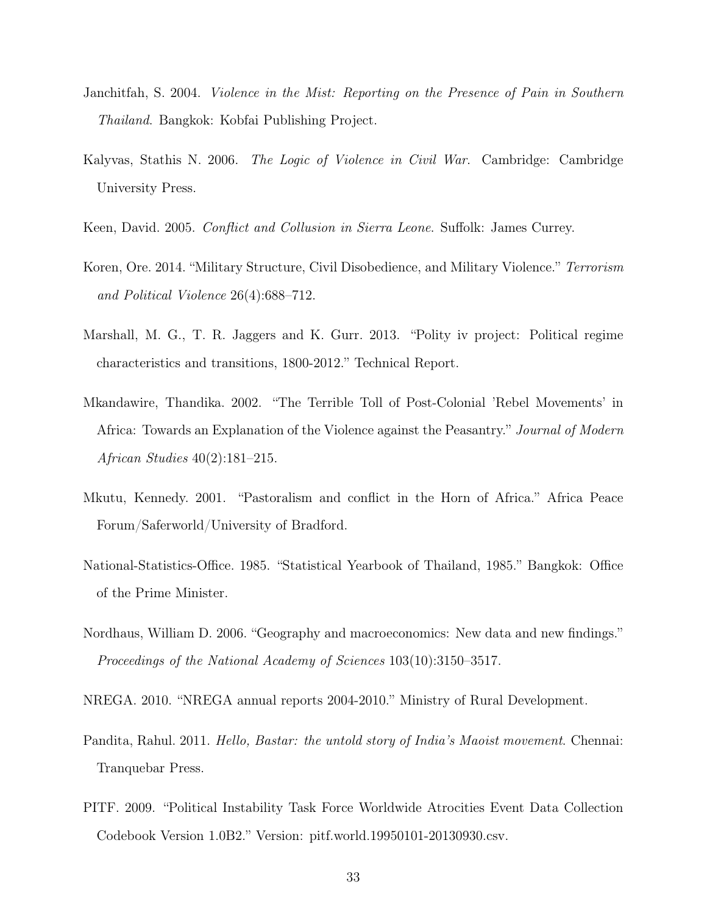Janchitfah, S. 2004. *Violence in the Mist: Reporting on the Presence of Pain in Southern Thailand*. Bangkok: Kobfai Publishing Project.

Kalyvas, Stathis N. 2006. *The Logic of Violence in Civil War*. Cambridge: Cambridge University Press.

Keen, David. 2005. *Conflict and Collusion in Sierra Leone*. Suffolk: James Currey.

Koren, Ore. 2014. "Military Structure, Civil Disobedience, and Military Violence." *Terrorism and Political Violence* 26(4):688–712.

Marshall, M. G., T. R. Jaggers and K. Gurr. 2013. "Polity iv project: Political regime characteristics and transitions, 1800-2012." Technical Report.

Mkandawire, Thandika. 2002. "The Terrible Toll of Post-Colonial 'Rebel Movements' in Africa: Towards an Explanation of the Violence against the Peasantry." *Journal of Modern African Studies* 40(2):181–215.

Mkutu, Kennedy. 2001. "Pastoralism and conflict in the Horn of Africa." Africa Peace Forum/Saferworld/University of Bradford.

National-Statistics-Office. 1985. "Statistical Yearbook of Thailand, 1985." Bangkok: Office of the Prime Minister.

Nordhaus, William D. 2006. "Geography and macroeconomics: New data and new findings." *Proceedings of the National Academy of Sciences* 103(10):3150–3517.

NREGA. 2010. "NREGA annual reports 2004-2010." Ministry of Rural Development.

Pandita, Rahul. 2011. *Hello, Bastar: the untold story of India's Maoist movement*. Chennai: Tranquebar Press.

PITF. 2009. "Political Instability Task Force Worldwide Atrocities Event Data Collection Codebook Version 1.0B2." Version: pitf.world.19950101-20130930.csv.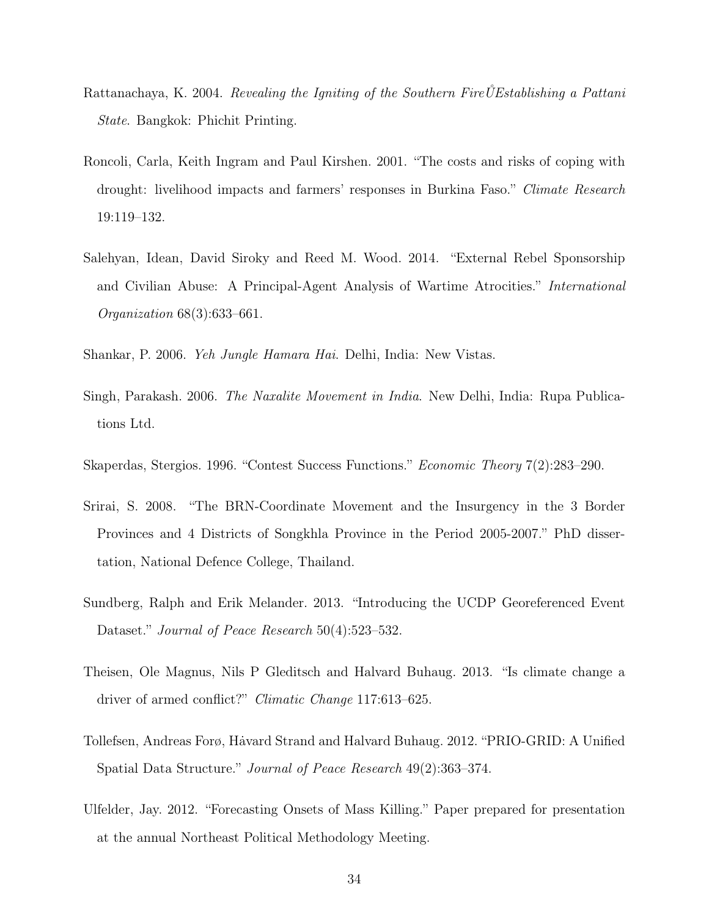Rattanachaya, K. 2004. *Revealing the Igniting of the Southern FireŮEstablishing a Pattani State*. Bangkok: Phichit Printing.

Roncoli, Carla, Keith Ingram and Paul Kirshen. 2001. "The costs and risks of coping with drought: livelihood impacts and farmers' responses in Burkina Faso." *Climate Research* 19:119–132.

Salehyan, Idean, David Siroky and Reed M. Wood. 2014. "External Rebel Sponsorship and Civilian Abuse: A Principal-Agent Analysis of Wartime Atrocities." *International Organization* 68(3):633–661.

Shankar, P. 2006. *Yeh Jungle Hamara Hai*. Delhi, India: New Vistas.

Singh, Parakash. 2006. *The Naxalite Movement in India*. New Delhi, India: Rupa Publications Ltd.

Skaperdas, Stergios. 1996. "Contest Success Functions." *Economic Theory* 7(2):283–290.

Srirai, S. 2008. "The BRN-Coordinate Movement and the Insurgency in the 3 Border Provinces and 4 Districts of Songkhla Province in the Period 2005-2007." PhD dissertation, National Defence College, Thailand.

Sundberg, Ralph and Erik Melander. 2013. "Introducing the UCDP Georeferenced Event Dataset." *Journal of Peace Research* 50(4):523–532.

Theisen, Ole Magnus, Nils P Gleditsch and Halvard Buhaug. 2013. "Is climate change a driver of armed conflict?" *Climatic Change* 117:613–625.

Tollefsen, Andreas Forø, Håvard Strand and Halvard Buhaug. 2012. "PRIO-GRID: A Unified Spatial Data Structure." *Journal of Peace Research* 49(2):363–374.

Ulfelder, Jay. 2012. "Forecasting Onsets of Mass Killing." Paper prepared for presentation at the annual Northeast Political Methodology Meeting.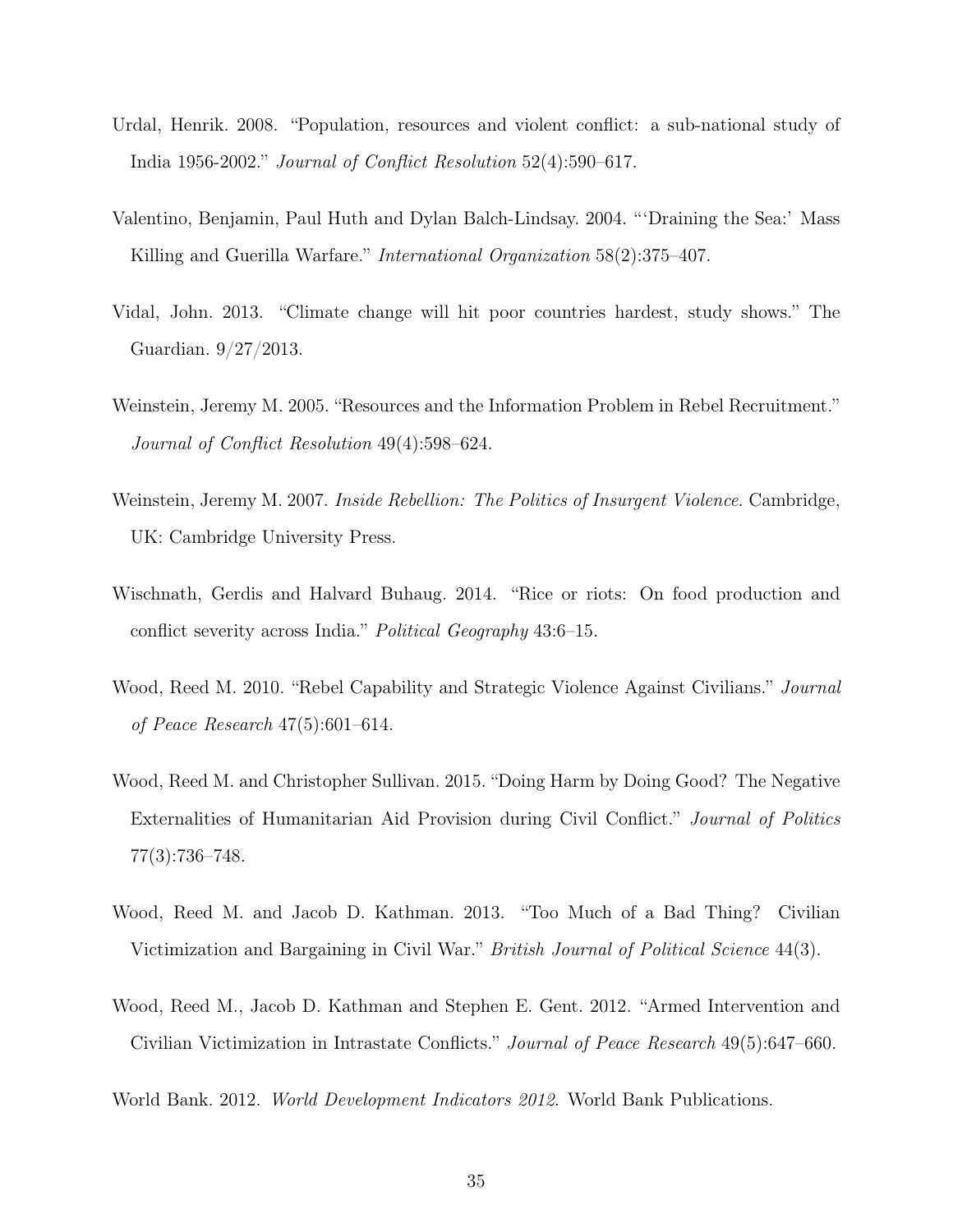Urdal, Henrik. 2008. "Population, resources and violent conflict: a sub-national study of India 1956-2002." *Journal of Conflict Resolution* 52(4):590–617.

Valentino, Benjamin, Paul Huth and Dylan Balch-Lindsay. 2004. "'Draining the Sea:' Mass Killing and Guerilla Warfare." *International Organization* 58(2):375–407.

Vidal, John. 2013. "Climate change will hit poor countries hardest, study shows." The Guardian. 9/27/2013.

Weinstein, Jeremy M. 2005. "Resources and the Information Problem in Rebel Recruitment." *Journal of Conflict Resolution* 49(4):598–624.

Weinstein, Jeremy M. 2007. *Inside Rebellion: The Politics of Insurgent Violence*. Cambridge, UK: Cambridge University Press.

Wischnath, Gerdis and Halvard Buhaug. 2014. "Rice or riots: On food production and conflict severity across India." *Political Geography* 43:6–15.

Wood, Reed M. 2010. "Rebel Capability and Strategic Violence Against Civilians." *Journal of Peace Research* 47(5):601–614.

Wood, Reed M. and Christopher Sullivan. 2015. "Doing Harm by Doing Good? The Negative Externalities of Humanitarian Aid Provision during Civil Conflict." *Journal of Politics* 77(3):736–748.

Wood, Reed M. and Jacob D. Kathman. 2013. "Too Much of a Bad Thing? Civilian Victimization and Bargaining in Civil War." *British Journal of Political Science* 44(3).

Wood, Reed M., Jacob D. Kathman and Stephen E. Gent. 2012. "Armed Intervention and Civilian Victimization in Intrastate Conflicts." *Journal of Peace Research* 49(5):647–660.

World Bank. 2012. *World Development Indicators 2012*. World Bank Publications.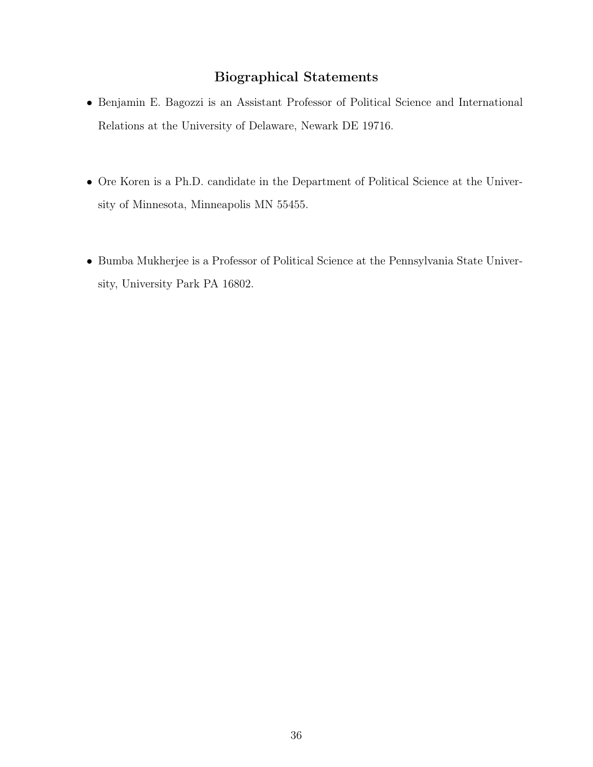## Biographical Statements

- Benjamin E. Bagozzi is an Assistant Professor of Political Science and International Relations at the University of Delaware, Newark DE 19716.

- Ore Koren is a Ph.D. candidate in the Department of Political Science at the University of Minnesota, Minneapolis MN 55455.

- Bumba Mukherjee is a Professor of Political Science at the Pennsylvania State University, University Park PA 16802.